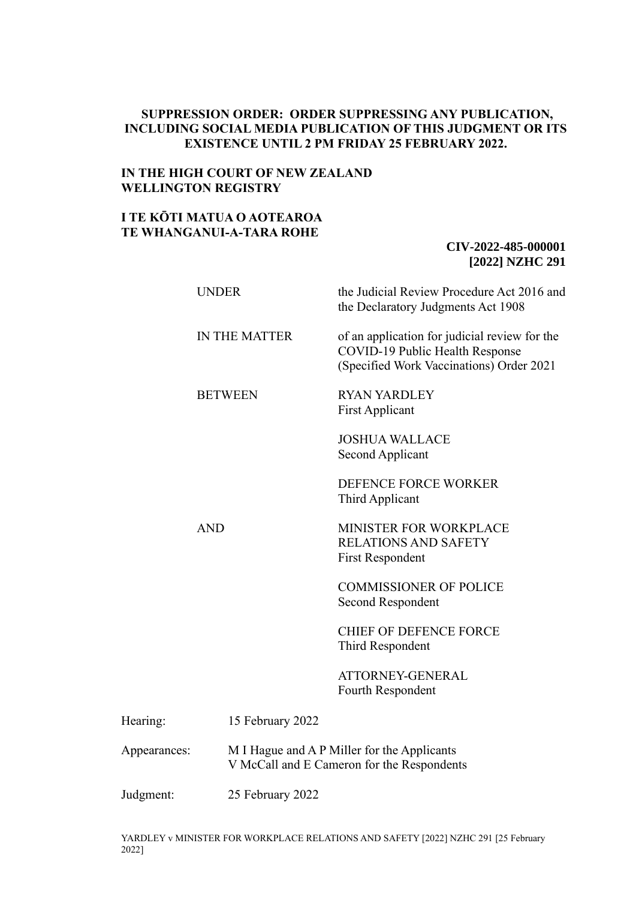**SUPPRESSION ORDER: ORDER SUPPRESSING ANY PUBLICATION, INCLUDING SOCIAL MEDIA PUBLICATION OF THIS JUDGMENT OR ITS EXISTENCE UNTIL 2 PM FRIDAY 25 FEBRUARY 2022.**

**IN THE HIGH COURT OF NEW ZEALAND**
**WELLINGTON REGISTRY**

**I TE KŌTI MATUA O AOTEAROA**
**TE WHANGANUI-A-TARA ROHE**

**CIV-2022-485-000001**
**[2022] NZHC 291**

| | |
|---|---|
| UNDER | the Judicial Review Procedure Act 2016 and the Declaratory Judgments Act 1908 |
| IN THE MATTER | of an application for judicial review for the COVID-19 Public Health Response (Specified Work Vaccinations) Order 2021 |
| BETWEEN | RYAN YARDLEY<br>First Applicant |
| | JOSHUA WALLACE<br>Second Applicant |
| | DEFENCE FORCE WORKER<br>Third Applicant |
| AND | MINISTER FOR WORKPLACE RELATIONS AND SAFETY<br>First Respondent |
| | COMMISSIONER OF POLICE<br>Second Respondent |
| | CHIEF OF DEFENCE FORCE<br>Third Respondent |
| | ATTORNEY-GENERAL<br>Fourth Respondent |

| | |
|---|---|
| Hearing: | 15 February 2022 |
| Appearances: | M I Hague and A P Miller for the Applicants<br>V McCall and E Cameron for the Respondents |
| Judgment: | 25 February 2022 |

YARDLEY v MINISTER FOR WORKPLACE RELATIONS AND SAFETY [2022] NZHC 291 [25 February 2022]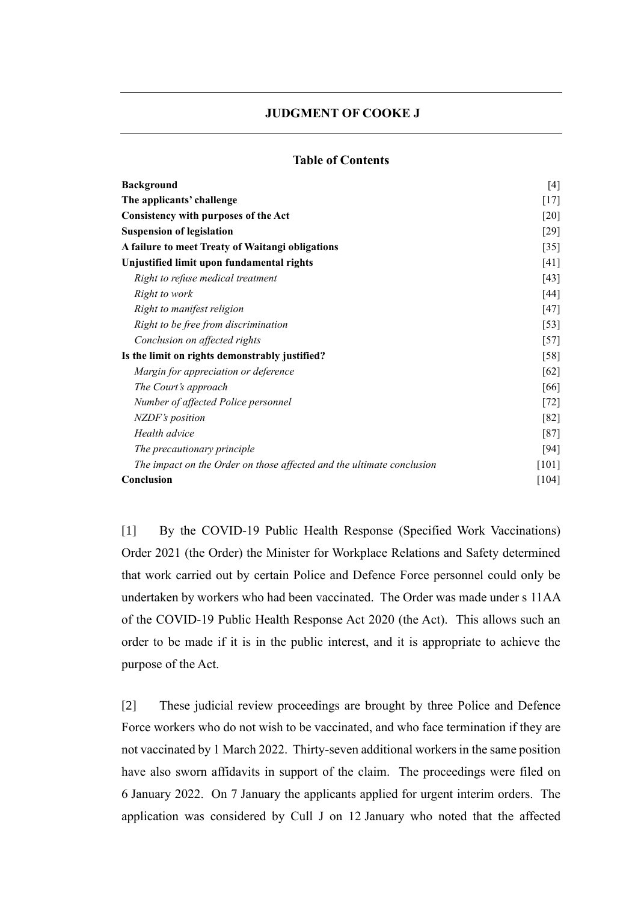## JUDGMENT OF COOKE J

### Table of Contents

| | |
|---|---|
| **Background** | [4] |
| **The applicants' challenge** | [17] |
| **Consistency with purposes of the Act** | [20] |
| **Suspension of legislation** | [29] |
| **A failure to meet Treaty of Waitangi obligations** | [35] |
| **Unjustified limit upon fundamental rights** | [41] |
| *Right to refuse medical treatment* | [43] |
| *Right to work* | [44] |
| *Right to manifest religion* | [47] |
| *Right to be free from discrimination* | [53] |
| *Conclusion on affected rights* | [57] |
| **Is the limit on rights demonstrably justified?** | [58] |
| *Margin for appreciation or deference* | [62] |
| *The Court's approach* | [66] |
| *Number of affected Police personnel* | [72] |
| *NZDF's position* | [82] |
| *Health advice* | [87] |
| *The precautionary principle* | [94] |
| *The impact on the Order on those affected and the ultimate conclusion* | [101] |
| **Conclusion** | [104] |

[1] By the COVID-19 Public Health Response (Specified Work Vaccinations) Order 2021 (the Order) the Minister for Workplace Relations and Safety determined that work carried out by certain Police and Defence Force personnel could only be undertaken by workers who had been vaccinated. The Order was made under s 11AA of the COVID-19 Public Health Response Act 2020 (the Act). This allows such an order to be made if it is in the public interest, and it is appropriate to achieve the purpose of the Act.

[2] These judicial review proceedings are brought by three Police and Defence Force workers who do not wish to be vaccinated, and who face termination if they are not vaccinated by 1 March 2022. Thirty-seven additional workers in the same position have also sworn affidavits in support of the claim. The proceedings were filed on 6 January 2022. On 7 January the applicants applied for urgent interim orders. The application was considered by Cull J on 12 January who noted that the affected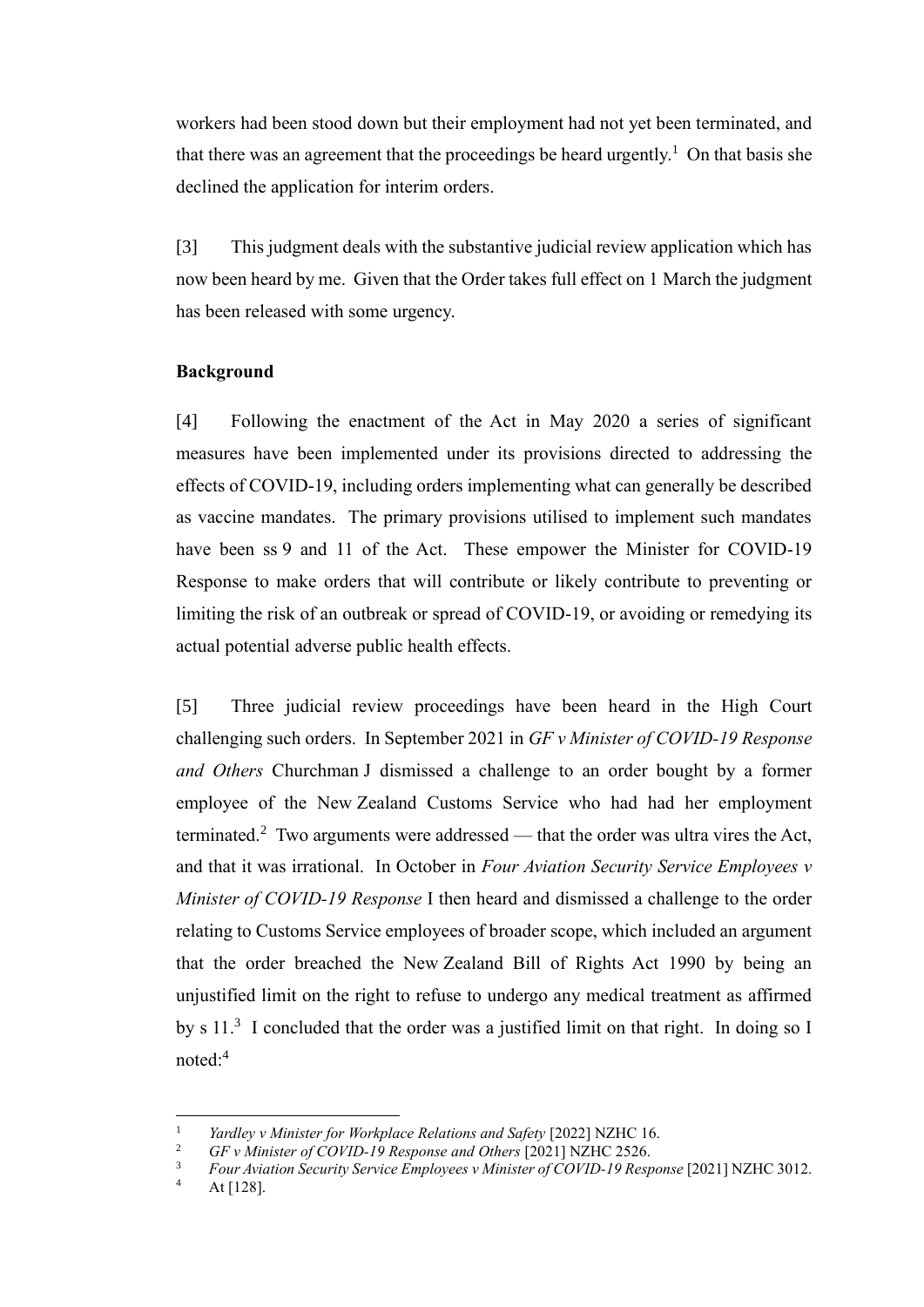workers had been stood down but their employment had not yet been terminated, and that there was an agreement that the proceedings be heard urgently.[1] On that basis she declined the application for interim orders.

[3] This judgment deals with the substantive judicial review application which has now been heard by me. Given that the Order takes full effect on 1 March the judgment has been released with some urgency.

**Background**

[4] Following the enactment of the Act in May 2020 a series of significant measures have been implemented under its provisions directed to addressing the effects of COVID-19, including orders implementing what can generally be described as vaccine mandates. The primary provisions utilised to implement such mandates have been ss 9 and 11 of the Act. These empower the Minister for COVID-19 Response to make orders that will contribute or likely contribute to preventing or limiting the risk of an outbreak or spread of COVID-19, or avoiding or remedying its actual potential adverse public health effects.

[5] Three judicial review proceedings have been heard in the High Court challenging such orders. In September 2021 in *GF v Minister of COVID-19 Response and Others* Churchman J dismissed a challenge to an order bought by a former employee of the New Zealand Customs Service who had had her employment terminated.[2] Two arguments were addressed — that the order was ultra vires the Act, and that it was irrational. In October in *Four Aviation Security Service Employees v Minister of COVID-19 Response* I then heard and dismissed a challenge to the order relating to Customs Service employees of broader scope, which included an argument that the order breached the New Zealand Bill of Rights Act 1990 by being an unjustified limit on the right to refuse to undergo any medical treatment as affirmed by s 11.[3] I concluded that the order was a justified limit on that right. In doing so I noted:[4]

---

[1] *Yardley v Minister for Workplace Relations and Safety* [2022] NZHC 16.

[2] *GF v Minister of COVID-19 Response and Others* [2021] NZHC 2526.

[3] *Four Aviation Security Service Employees v Minister of COVID-19 Response* [2021] NZHC 3012.

[4] At [128].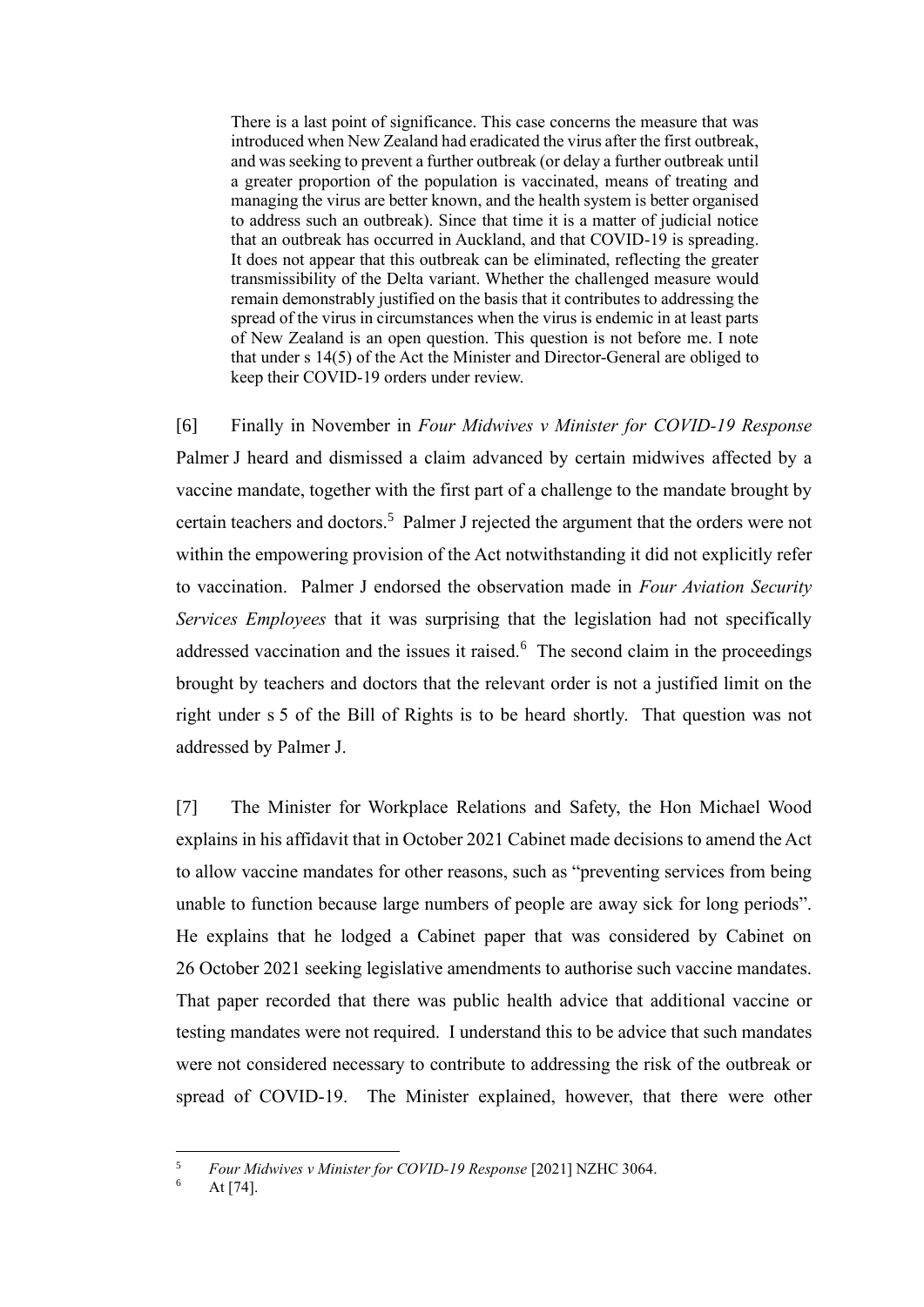> There is a last point of significance. This case concerns the measure that was introduced when New Zealand had eradicated the virus after the first outbreak, and was seeking to prevent a further outbreak (or delay a further outbreak until a greater proportion of the population is vaccinated, means of treating and managing the virus are better known, and the health system is better organised to address such an outbreak). Since that time it is a matter of judicial notice that an outbreak has occurred in Auckland, and that COVID-19 is spreading. It does not appear that this outbreak can be eliminated, reflecting the greater transmissibility of the Delta variant. Whether the challenged measure would remain demonstrably justified on the basis that it contributes to addressing the spread of the virus in circumstances when the virus is endemic in at least parts of New Zealand is an open question. This question is not before me. I note that under s 14(5) of the Act the Minister and Director-General are obliged to keep their COVID-19 orders under review.

[6] Finally in November in *Four Midwives v Minister for COVID-19 Response* Palmer J heard and dismissed a claim advanced by certain midwives affected by a vaccine mandate, together with the first part of a challenge to the mandate brought by certain teachers and doctors.[5] Palmer J rejected the argument that the orders were not within the empowering provision of the Act notwithstanding it did not explicitly refer to vaccination. Palmer J endorsed the observation made in *Four Aviation Security Services Employees* that it was surprising that the legislation had not specifically addressed vaccination and the issues it raised.[6] The second claim in the proceedings brought by teachers and doctors that the relevant order is not a justified limit on the right under s 5 of the Bill of Rights is to be heard shortly. That question was not addressed by Palmer J.

[7] The Minister for Workplace Relations and Safety, the Hon Michael Wood explains in his affidavit that in October 2021 Cabinet made decisions to amend the Act to allow vaccine mandates for other reasons, such as "preventing services from being unable to function because large numbers of people are away sick for long periods". He explains that he lodged a Cabinet paper that was considered by Cabinet on 26 October 2021 seeking legislative amendments to authorise such vaccine mandates. That paper recorded that there was public health advice that additional vaccine or testing mandates were not required. I understand this to be advice that such mandates were not considered necessary to contribute to addressing the risk of the outbreak or spread of COVID-19. The Minister explained, however, that there were other

---

[5] *Four Midwives v Minister for COVID-19 Response* [2021] NZHC 3064.

[6] At [74].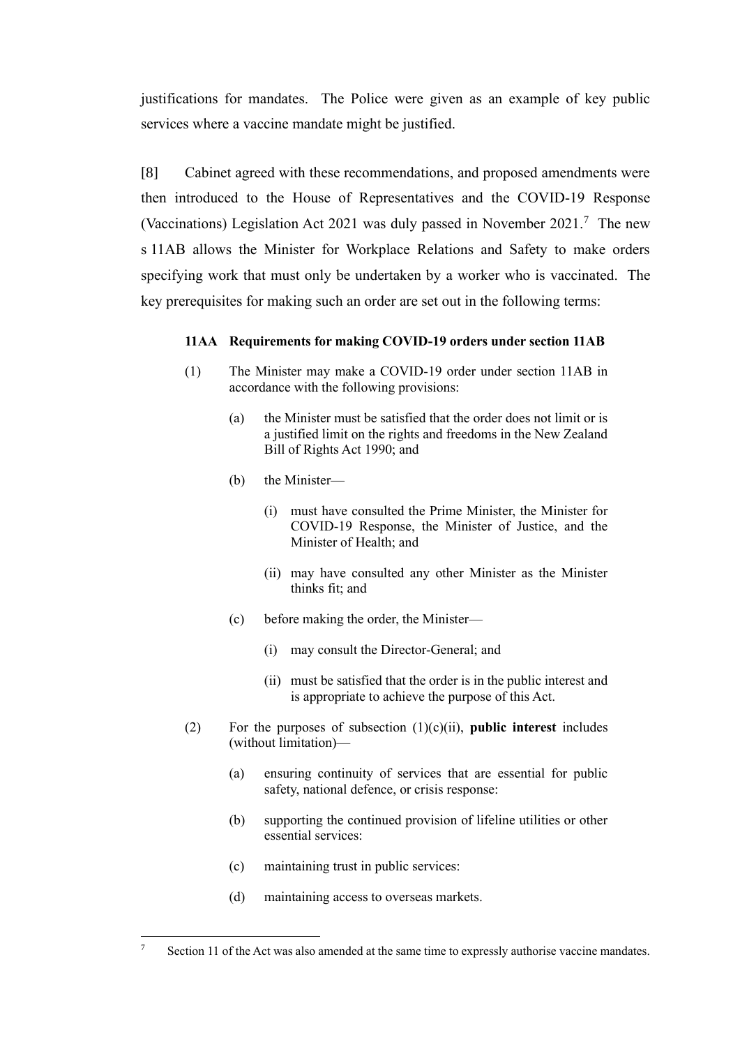justifications for mandates. The Police were given as an example of key public services where a vaccine mandate might be justified.

[8] Cabinet agreed with these recommendations, and proposed amendments were then introduced to the House of Representatives and the COVID-19 Response (Vaccinations) Legislation Act 2021 was duly passed in November 2021.[7] The new s 11AB allows the Minister for Workplace Relations and Safety to make orders specifying work that must only be undertaken by a worker who is vaccinated. The key prerequisites for making such an order are set out in the following terms:

> **11AA Requirements for making COVID-19 orders under section 11AB**
>
> (1) The Minister may make a COVID-19 order under section 11AB in accordance with the following provisions:
>
> (a) the Minister must be satisfied that the order does not limit or is a justified limit on the rights and freedoms in the New Zealand Bill of Rights Act 1990; and
>
> (b) the Minister—
>
> (i) must have consulted the Prime Minister, the Minister for COVID-19 Response, the Minister of Justice, and the Minister of Health; and
>
> (ii) may have consulted any other Minister as the Minister thinks fit; and
>
> (c) before making the order, the Minister—
>
> (i) may consult the Director-General; and
>
> (ii) must be satisfied that the order is in the public interest and is appropriate to achieve the purpose of this Act.
>
> (2) For the purposes of subsection (1)(c)(ii), **public interest** includes (without limitation)—
>
> (a) ensuring continuity of services that are essential for public safety, national defence, or crisis response:
>
> (b) supporting the continued provision of lifeline utilities or other essential services:
>
> (c) maintaining trust in public services:
>
> (d) maintaining access to overseas markets.

[7] Section 11 of the Act was also amended at the same time to expressly authorise vaccine mandates.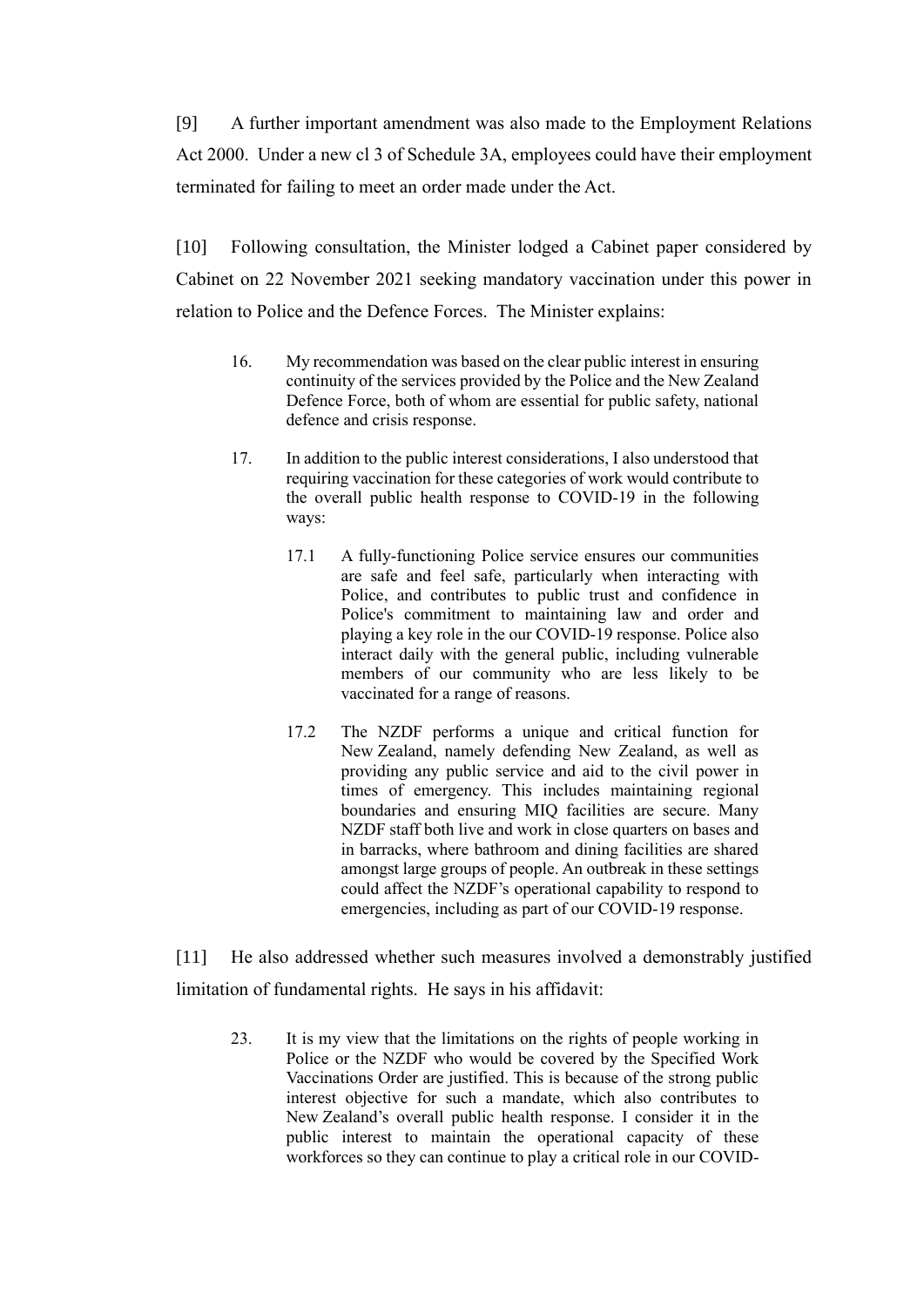[9] A further important amendment was also made to the Employment Relations Act 2000. Under a new cl 3 of Schedule 3A, employees could have their employment terminated for failing to meet an order made under the Act.

[10] Following consultation, the Minister lodged a Cabinet paper considered by Cabinet on 22 November 2021 seeking mandatory vaccination under this power in relation to Police and the Defence Forces. The Minister explains:

> 16. My recommendation was based on the clear public interest in ensuring continuity of the services provided by the Police and the New Zealand Defence Force, both of whom are essential for public safety, national defence and crisis response.
>
> 17. In addition to the public interest considerations, I also understood that requiring vaccination for these categories of work would contribute to the overall public health response to COVID-19 in the following ways:
>
> 17.1 A fully-functioning Police service ensures our communities are safe and feel safe, particularly when interacting with Police, and contributes to public trust and confidence in Police's commitment to maintaining law and order and playing a key role in the our COVID-19 response. Police also interact daily with the general public, including vulnerable members of our community who are less likely to be vaccinated for a range of reasons.
>
> 17.2 The NZDF performs a unique and critical function for New Zealand, namely defending New Zealand, as well as providing any public service and aid to the civil power in times of emergency. This includes maintaining regional boundaries and ensuring MIQ facilities are secure. Many NZDF staff both live and work in close quarters on bases and in barracks, where bathroom and dining facilities are shared amongst large groups of people. An outbreak in these settings could affect the NZDF's operational capability to respond to emergencies, including as part of our COVID-19 response.

[11] He also addressed whether such measures involved a demonstrably justified limitation of fundamental rights. He says in his affidavit:

> 23. It is my view that the limitations on the rights of people working in Police or the NZDF who would be covered by the Specified Work Vaccinations Order are justified. This is because of the strong public interest objective for such a mandate, which also contributes to New Zealand's overall public health response. I consider it in the public interest to maintain the operational capacity of these workforces so they can continue to play a critical role in our COVID-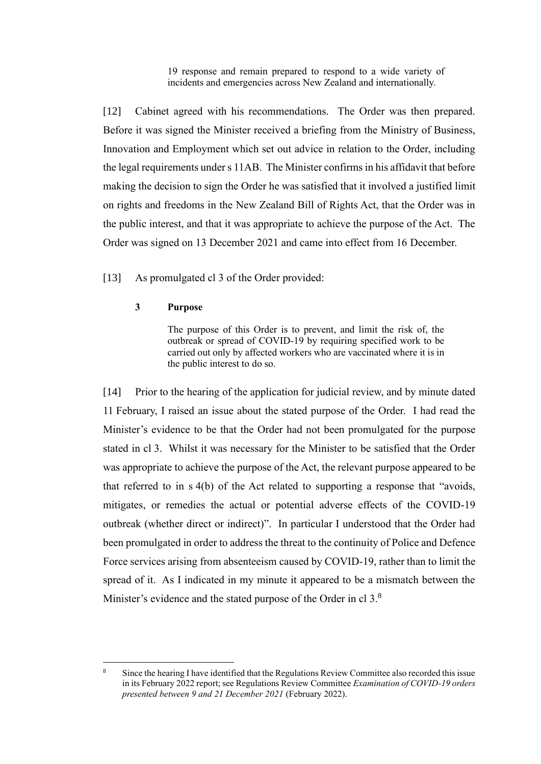> 19 response and remain prepared to respond to a wide variety of incidents and emergencies across New Zealand and internationally.

[12] Cabinet agreed with his recommendations. The Order was then prepared. Before it was signed the Minister received a briefing from the Ministry of Business, Innovation and Employment which set out advice in relation to the Order, including the legal requirements under s 11AB. The Minister confirms in his affidavit that before making the decision to sign the Order he was satisfied that it involved a justified limit on rights and freedoms in the New Zealand Bill of Rights Act, that the Order was in the public interest, and that it was appropriate to achieve the purpose of the Act. The Order was signed on 13 December 2021 and came into effect from 16 December.

[13] As promulgated cl 3 of the Order provided:

> **3 Purpose**
>
> The purpose of this Order is to prevent, and limit the risk of, the outbreak or spread of COVID-19 by requiring specified work to be carried out only by affected workers who are vaccinated where it is in the public interest to do so.

[14] Prior to the hearing of the application for judicial review, and by minute dated 11 February, I raised an issue about the stated purpose of the Order. I had read the Minister's evidence to be that the Order had not been promulgated for the purpose stated in cl 3. Whilst it was necessary for the Minister to be satisfied that the Order was appropriate to achieve the purpose of the Act, the relevant purpose appeared to be that referred to in s 4(b) of the Act related to supporting a response that "avoids, mitigates, or remedies the actual or potential adverse effects of the COVID-19 outbreak (whether direct or indirect)". In particular I understood that the Order had been promulgated in order to address the threat to the continuity of Police and Defence Force services arising from absenteeism caused by COVID-19, rather than to limit the spread of it. As I indicated in my minute it appeared to be a mismatch between the Minister's evidence and the stated purpose of the Order in cl 3.[8]

---

[8] Since the hearing I have identified that the Regulations Review Committee also recorded this issue in its February 2022 report; see Regulations Review Committee *Examination of COVID-19 orders presented between 9 and 21 December 2021* (February 2022).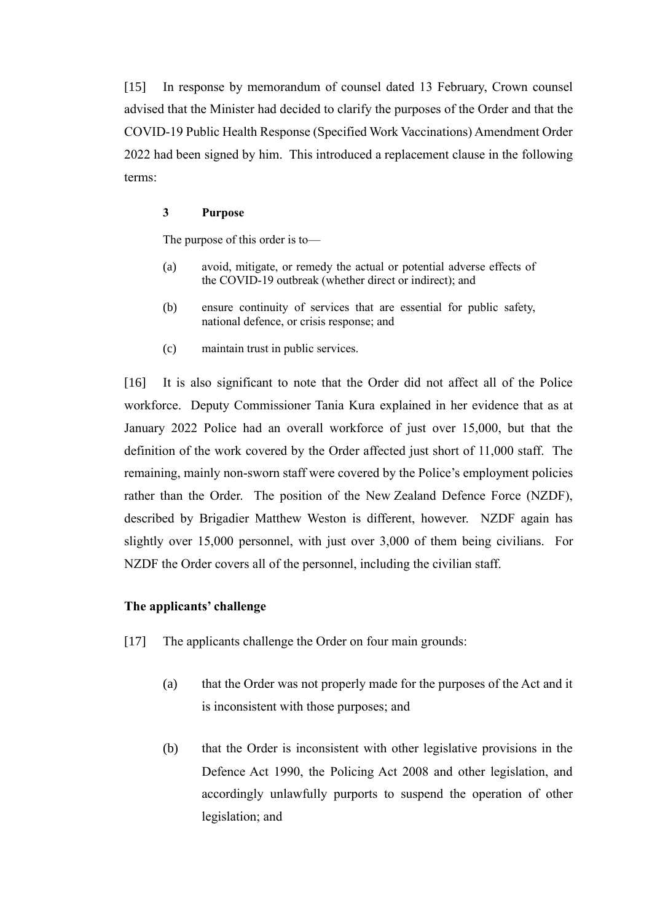[15] In response by memorandum of counsel dated 13 February, Crown counsel advised that the Minister had decided to clarify the purposes of the Order and that the COVID-19 Public Health Response (Specified Work Vaccinations) Amendment Order 2022 had been signed by him. This introduced a replacement clause in the following terms:

> **3 Purpose**
>
> The purpose of this order is to—
>
> (a) avoid, mitigate, or remedy the actual or potential adverse effects of the COVID-19 outbreak (whether direct or indirect); and
>
> (b) ensure continuity of services that are essential for public safety, national defence, or crisis response; and
>
> (c) maintain trust in public services.

[16] It is also significant to note that the Order did not affect all of the Police workforce. Deputy Commissioner Tania Kura explained in her evidence that as at January 2022 Police had an overall workforce of just over 15,000, but that the definition of the work covered by the Order affected just short of 11,000 staff. The remaining, mainly non-sworn staff were covered by the Police's employment policies rather than the Order. The position of the New Zealand Defence Force (NZDF), described by Brigadier Matthew Weston is different, however. NZDF again has slightly over 15,000 personnel, with just over 3,000 of them being civilians. For NZDF the Order covers all of the personnel, including the civilian staff.

### The applicants' challenge

[17] The applicants challenge the Order on four main grounds:

(a) that the Order was not properly made for the purposes of the Act and it is inconsistent with those purposes; and

(b) that the Order is inconsistent with other legislative provisions in the Defence Act 1990, the Policing Act 2008 and other legislation, and accordingly unlawfully purports to suspend the operation of other legislation; and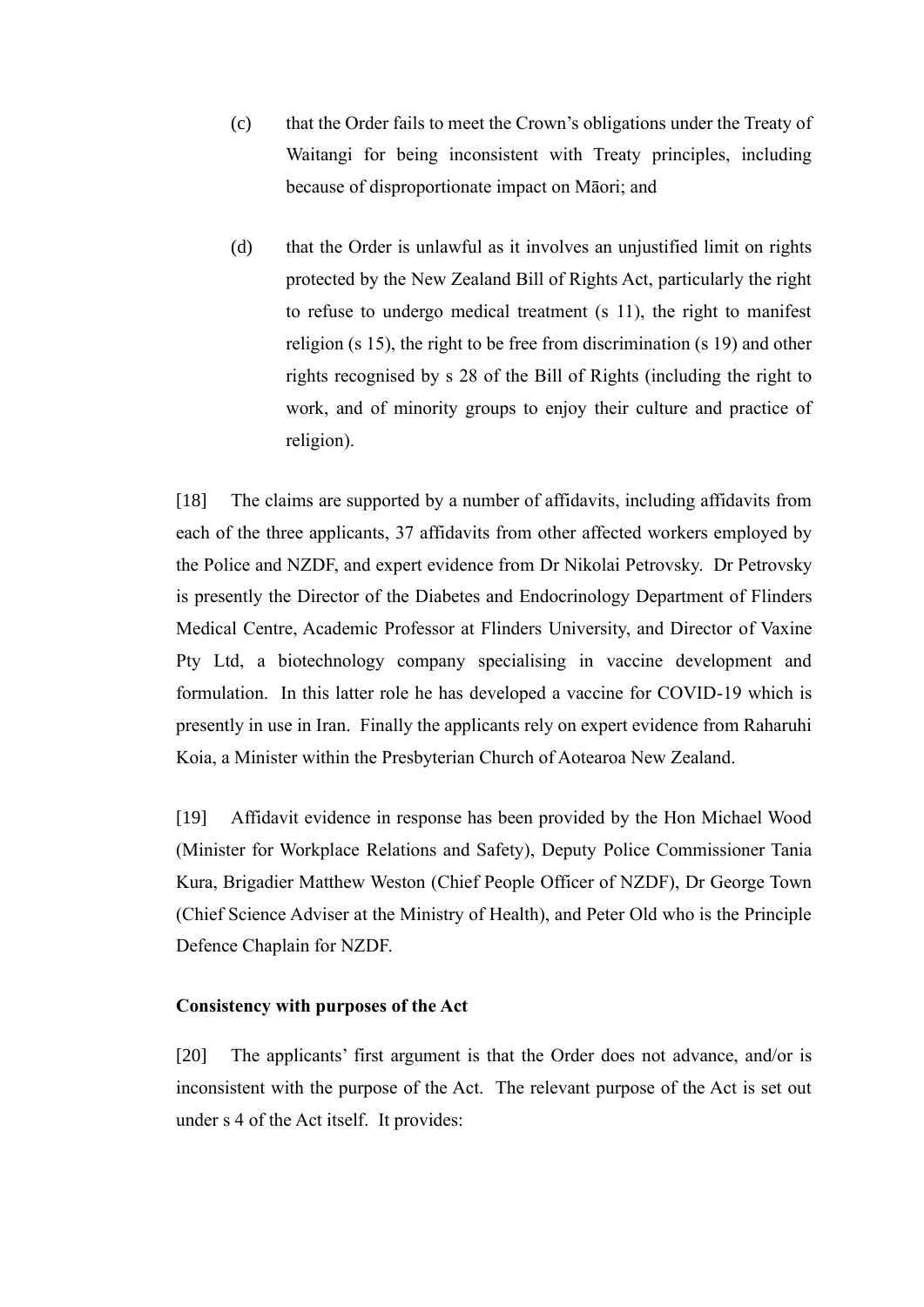(c) that the Order fails to meet the Crown's obligations under the Treaty of Waitangi for being inconsistent with Treaty principles, including because of disproportionate impact on Māori; and

(d) that the Order is unlawful as it involves an unjustified limit on rights protected by the New Zealand Bill of Rights Act, particularly the right to refuse to undergo medical treatment (s 11), the right to manifest religion (s 15), the right to be free from discrimination (s 19) and other rights recognised by s 28 of the Bill of Rights (including the right to work, and of minority groups to enjoy their culture and practice of religion).

[18] The claims are supported by a number of affidavits, including affidavits from each of the three applicants, 37 affidavits from other affected workers employed by the Police and NZDF, and expert evidence from Dr Nikolai Petrovsky. Dr Petrovsky is presently the Director of the Diabetes and Endocrinology Department of Flinders Medical Centre, Academic Professor at Flinders University, and Director of Vaxine Pty Ltd, a biotechnology company specialising in vaccine development and formulation. In this latter role he has developed a vaccine for COVID-19 which is presently in use in Iran. Finally the applicants rely on expert evidence from Raharuhi Koia, a Minister within the Presbyterian Church of Aotearoa New Zealand.

[19] Affidavit evidence in response has been provided by the Hon Michael Wood (Minister for Workplace Relations and Safety), Deputy Police Commissioner Tania Kura, Brigadier Matthew Weston (Chief People Officer of NZDF), Dr George Town (Chief Science Adviser at the Ministry of Health), and Peter Old who is the Principle Defence Chaplain for NZDF.

**Consistency with purposes of the Act**

[20] The applicants' first argument is that the Order does not advance, and/or is inconsistent with the purpose of the Act. The relevant purpose of the Act is set out under s 4 of the Act itself. It provides: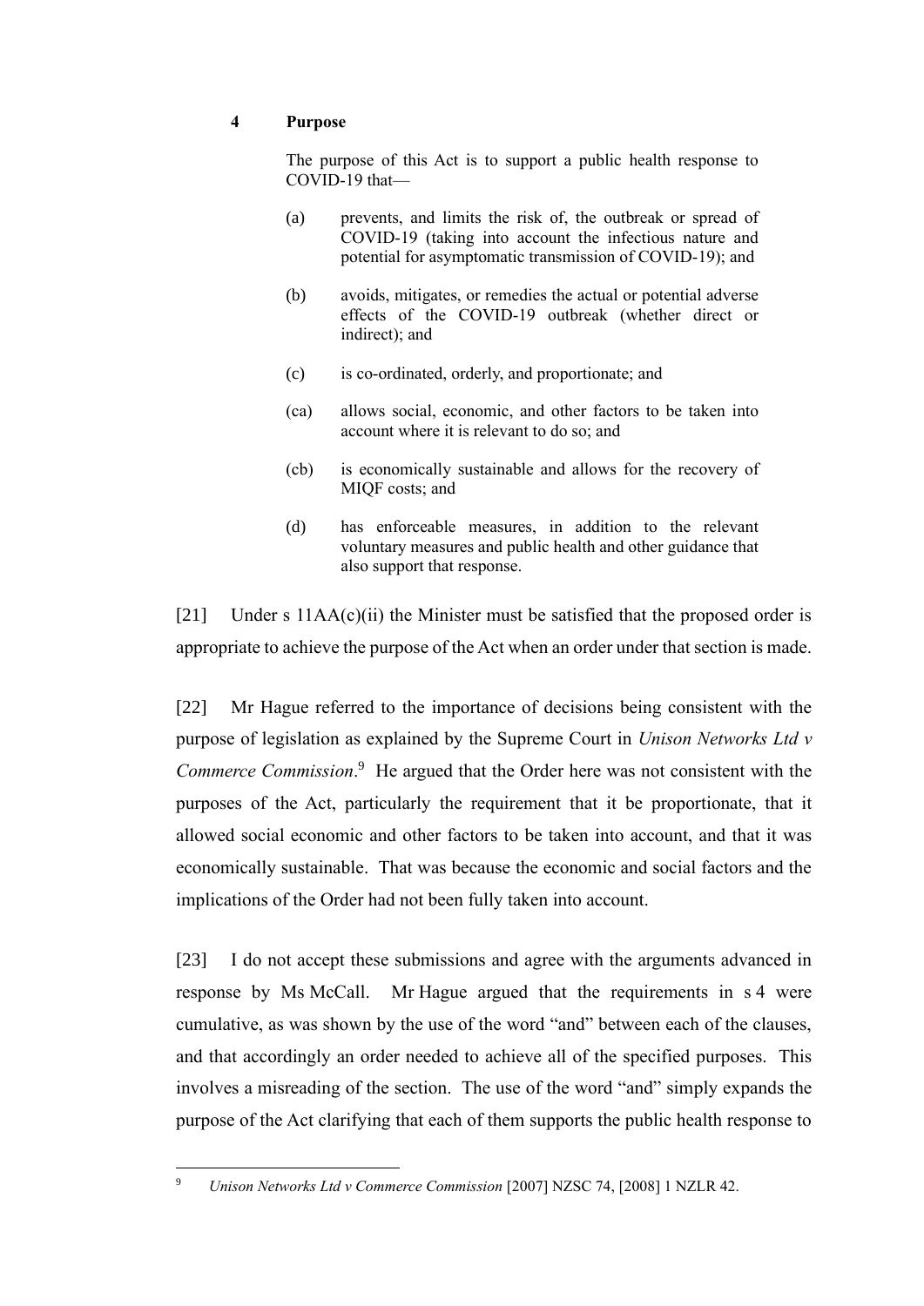**4 Purpose**

> The purpose of this Act is to support a public health response to COVID-19 that—
>
> (a) prevents, and limits the risk of, the outbreak or spread of COVID-19 (taking into account the infectious nature and potential for asymptomatic transmission of COVID-19); and
>
> (b) avoids, mitigates, or remedies the actual or potential adverse effects of the COVID-19 outbreak (whether direct or indirect); and
>
> (c) is co-ordinated, orderly, and proportionate; and
>
> (ca) allows social, economic, and other factors to be taken into account where it is relevant to do so; and
>
> (cb) is economically sustainable and allows for the recovery of MIQF costs; and
>
> (d) has enforceable measures, in addition to the relevant voluntary measures and public health and other guidance that also support that response.

[21] Under s 11AA(c)(ii) the Minister must be satisfied that the proposed order is appropriate to achieve the purpose of the Act when an order under that section is made.

[22] Mr Hague referred to the importance of decisions being consistent with the purpose of legislation as explained by the Supreme Court in *Unison Networks Ltd v Commerce Commission*.[9] He argued that the Order here was not consistent with the purposes of the Act, particularly the requirement that it be proportionate, that it allowed social economic and other factors to be taken into account, and that it was economically sustainable. That was because the economic and social factors and the implications of the Order had not been fully taken into account.

[23] I do not accept these submissions and agree with the arguments advanced in response by Ms McCall. Mr Hague argued that the requirements in s 4 were cumulative, as was shown by the use of the word "and" between each of the clauses, and that accordingly an order needed to achieve all of the specified purposes. This involves a misreading of the section. The use of the word "and" simply expands the purpose of the Act clarifying that each of them supports the public health response to

---

[9] *Unison Networks Ltd v Commerce Commission* [2007] NZSC 74, [2008] 1 NZLR 42.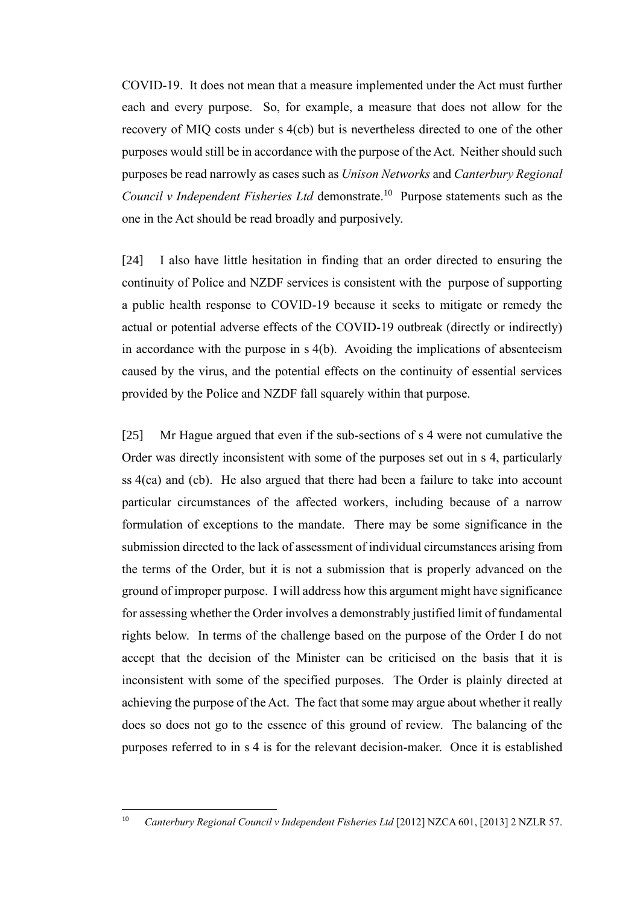COVID-19. It does not mean that a measure implemented under the Act must further each and every purpose. So, for example, a measure that does not allow for the recovery of MIQ costs under s 4(cb) but is nevertheless directed to one of the other purposes would still be in accordance with the purpose of the Act. Neither should such purposes be read narrowly as cases such as *Unison Networks* and *Canterbury Regional Council v Independent Fisheries Ltd* demonstrate.[10] Purpose statements such as the one in the Act should be read broadly and purposively.

[24] I also have little hesitation in finding that an order directed to ensuring the continuity of Police and NZDF services is consistent with the purpose of supporting a public health response to COVID-19 because it seeks to mitigate or remedy the actual or potential adverse effects of the COVID-19 outbreak (directly or indirectly) in accordance with the purpose in s 4(b). Avoiding the implications of absenteeism caused by the virus, and the potential effects on the continuity of essential services provided by the Police and NZDF fall squarely within that purpose.

[25] Mr Hague argued that even if the sub-sections of s 4 were not cumulative the Order was directly inconsistent with some of the purposes set out in s 4, particularly ss 4(ca) and (cb). He also argued that there had been a failure to take into account particular circumstances of the affected workers, including because of a narrow formulation of exceptions to the mandate. There may be some significance in the submission directed to the lack of assessment of individual circumstances arising from the terms of the Order, but it is not a submission that is properly advanced on the ground of improper purpose. I will address how this argument might have significance for assessing whether the Order involves a demonstrably justified limit of fundamental rights below. In terms of the challenge based on the purpose of the Order I do not accept that the decision of the Minister can be criticised on the basis that it is inconsistent with some of the specified purposes. The Order is plainly directed at achieving the purpose of the Act. The fact that some may argue about whether it really does so does not go to the essence of this ground of review. The balancing of the purposes referred to in s 4 is for the relevant decision-maker. Once it is established

[10] *Canterbury Regional Council v Independent Fisheries Ltd* [2012] NZCA 601, [2013] 2 NZLR 57.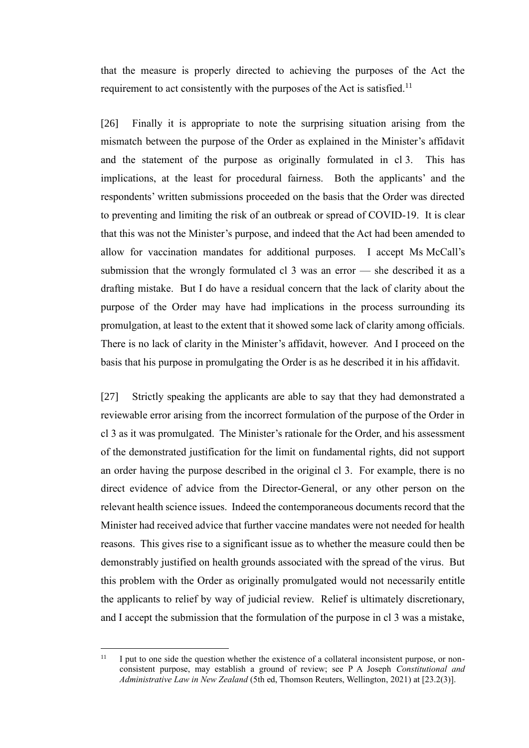that the measure is properly directed to achieving the purposes of the Act the requirement to act consistently with the purposes of the Act is satisfied.[11]

[26] Finally it is appropriate to note the surprising situation arising from the mismatch between the purpose of the Order as explained in the Minister's affidavit and the statement of the purpose as originally formulated in cl 3. This has implications, at the least for procedural fairness. Both the applicants' and the respondents' written submissions proceeded on the basis that the Order was directed to preventing and limiting the risk of an outbreak or spread of COVID-19. It is clear that this was not the Minister's purpose, and indeed that the Act had been amended to allow for vaccination mandates for additional purposes. I accept Ms McCall's submission that the wrongly formulated cl 3 was an error — she described it as a drafting mistake. But I do have a residual concern that the lack of clarity about the purpose of the Order may have had implications in the process surrounding its promulgation, at least to the extent that it showed some lack of clarity among officials. There is no lack of clarity in the Minister's affidavit, however. And I proceed on the basis that his purpose in promulgating the Order is as he described it in his affidavit.

[27] Strictly speaking the applicants are able to say that they had demonstrated a reviewable error arising from the incorrect formulation of the purpose of the Order in cl 3 as it was promulgated. The Minister's rationale for the Order, and his assessment of the demonstrated justification for the limit on fundamental rights, did not support an order having the purpose described in the original cl 3. For example, there is no direct evidence of advice from the Director-General, or any other person on the relevant health science issues. Indeed the contemporaneous documents record that the Minister had received advice that further vaccine mandates were not needed for health reasons. This gives rise to a significant issue as to whether the measure could then be demonstrably justified on health grounds associated with the spread of the virus. But this problem with the Order as originally promulgated would not necessarily entitle the applicants to relief by way of judicial review. Relief is ultimately discretionary, and I accept the submission that the formulation of the purpose in cl 3 was a mistake,

[11] I put to one side the question whether the existence of a collateral inconsistent purpose, or non-consistent purpose, may establish a ground of review; see P A Joseph *Constitutional and Administrative Law in New Zealand* (5th ed, Thomson Reuters, Wellington, 2021) at [23.2(3)].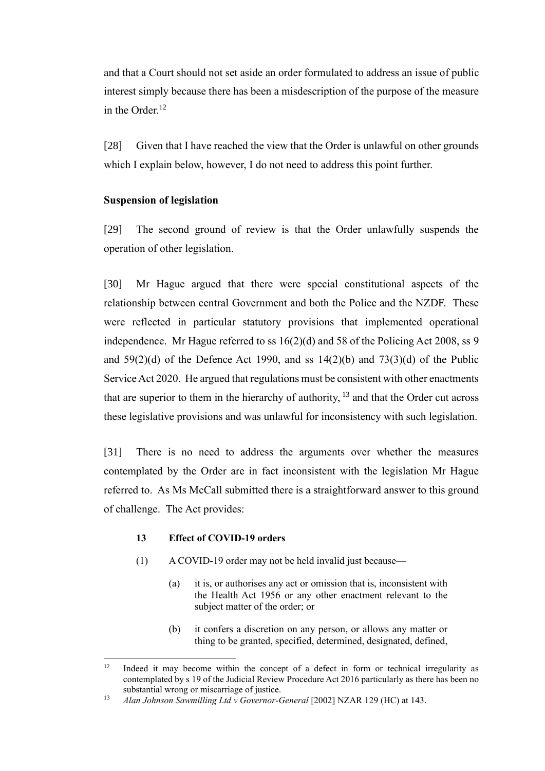and that a Court should not set aside an order formulated to address an issue of public interest simply because there has been a misdescription of the purpose of the measure in the Order.[12]

[28] Given that I have reached the view that the Order is unlawful on other grounds which I explain below, however, I do not need to address this point further.

### Suspension of legislation

[29] The second ground of review is that the Order unlawfully suspends the operation of other legislation.

[30] Mr Hague argued that there were special constitutional aspects of the relationship between central Government and both the Police and the NZDF. These were reflected in particular statutory provisions that implemented operational independence. Mr Hague referred to ss 16(2)(d) and 58 of the Policing Act 2008, ss 9 and 59(2)(d) of the Defence Act 1990, and ss 14(2)(b) and 73(3)(d) of the Public Service Act 2020. He argued that regulations must be consistent with other enactments that are superior to them in the hierarchy of authority, [13] and that the Order cut across these legislative provisions and was unlawful for inconsistency with such legislation.

[31] There is no need to address the arguments over whether the measures contemplated by the Order are in fact inconsistent with the legislation Mr Hague referred to. As Ms McCall submitted there is a straightforward answer to this ground of challenge. The Act provides:

> **13 Effect of COVID-19 orders**
>
> (1) A COVID-19 order may not be held invalid just because—
>
> (a) it is, or authorises any act or omission that is, inconsistent with the Health Act 1956 or any other enactment relevant to the subject matter of the order; or
>
> (b) it confers a discretion on any person, or allows any matter or thing to be granted, specified, determined, designated, defined,

---

[12] Indeed it may become within the concept of a defect in form or technical irregularity as contemplated by s 19 of the Judicial Review Procedure Act 2016 particularly as there has been no substantial wrong or miscarriage of justice.

[13] *Alan Johnson Sawmilling Ltd v Governor-General* [2002] NZAR 129 (HC) at 143.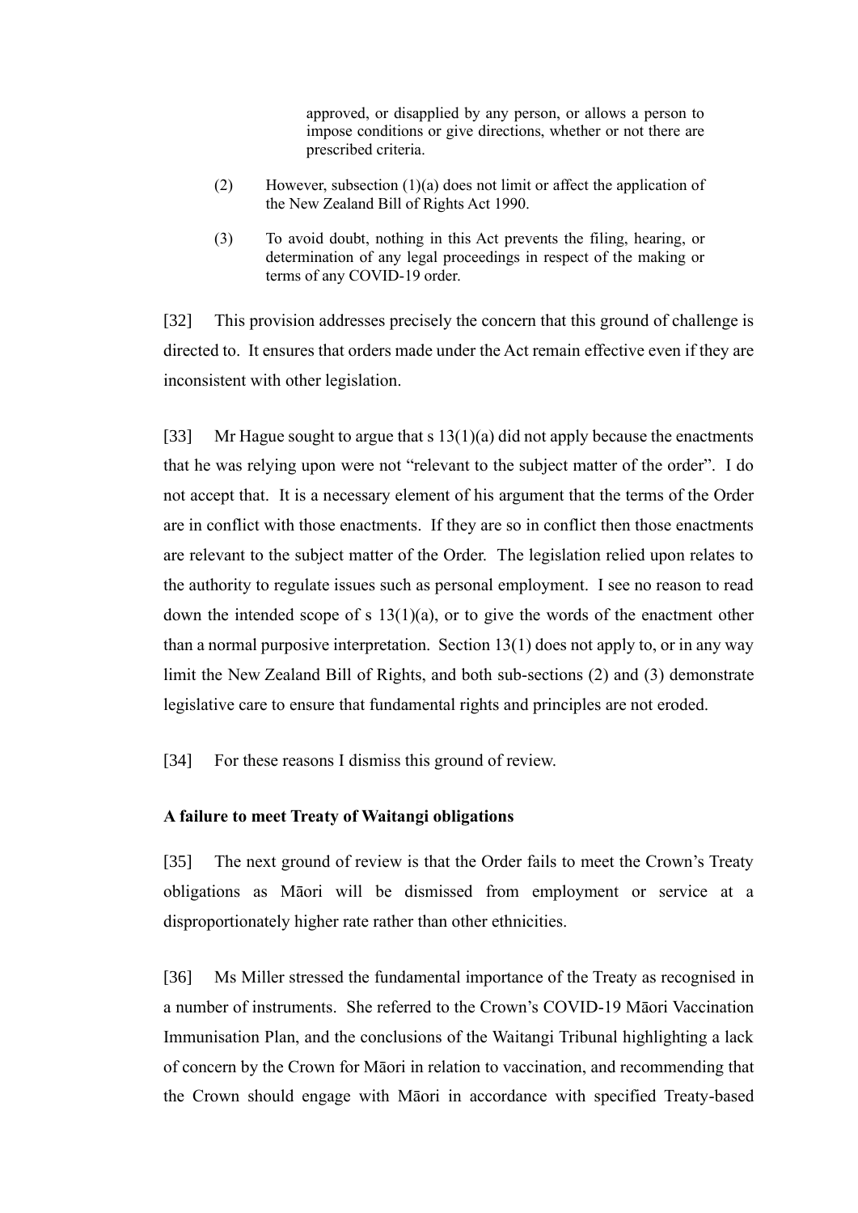> approved, or disapplied by any person, or allows a person to impose conditions or give directions, whether or not there are prescribed criteria.
>
> (2) However, subsection (1)(a) does not limit or affect the application of the New Zealand Bill of Rights Act 1990.
>
> (3) To avoid doubt, nothing in this Act prevents the filing, hearing, or determination of any legal proceedings in respect of the making or terms of any COVID-19 order.

[32] This provision addresses precisely the concern that this ground of challenge is directed to. It ensures that orders made under the Act remain effective even if they are inconsistent with other legislation.

[33] Mr Hague sought to argue that s 13(1)(a) did not apply because the enactments that he was relying upon were not "relevant to the subject matter of the order". I do not accept that. It is a necessary element of his argument that the terms of the Order are in conflict with those enactments. If they are so in conflict then those enactments are relevant to the subject matter of the Order. The legislation relied upon relates to the authority to regulate issues such as personal employment. I see no reason to read down the intended scope of s 13(1)(a), or to give the words of the enactment other than a normal purposive interpretation. Section 13(1) does not apply to, or in any way limit the New Zealand Bill of Rights, and both sub-sections (2) and (3) demonstrate legislative care to ensure that fundamental rights and principles are not eroded.

[34] For these reasons I dismiss this ground of review.

### A failure to meet Treaty of Waitangi obligations

[35] The next ground of review is that the Order fails to meet the Crown's Treaty obligations as Māori will be dismissed from employment or service at a disproportionately higher rate rather than other ethnicities.

[36] Ms Miller stressed the fundamental importance of the Treaty as recognised in a number of instruments. She referred to the Crown's COVID-19 Māori Vaccination Immunisation Plan, and the conclusions of the Waitangi Tribunal highlighting a lack of concern by the Crown for Māori in relation to vaccination, and recommending that the Crown should engage with Māori in accordance with specified Treaty-based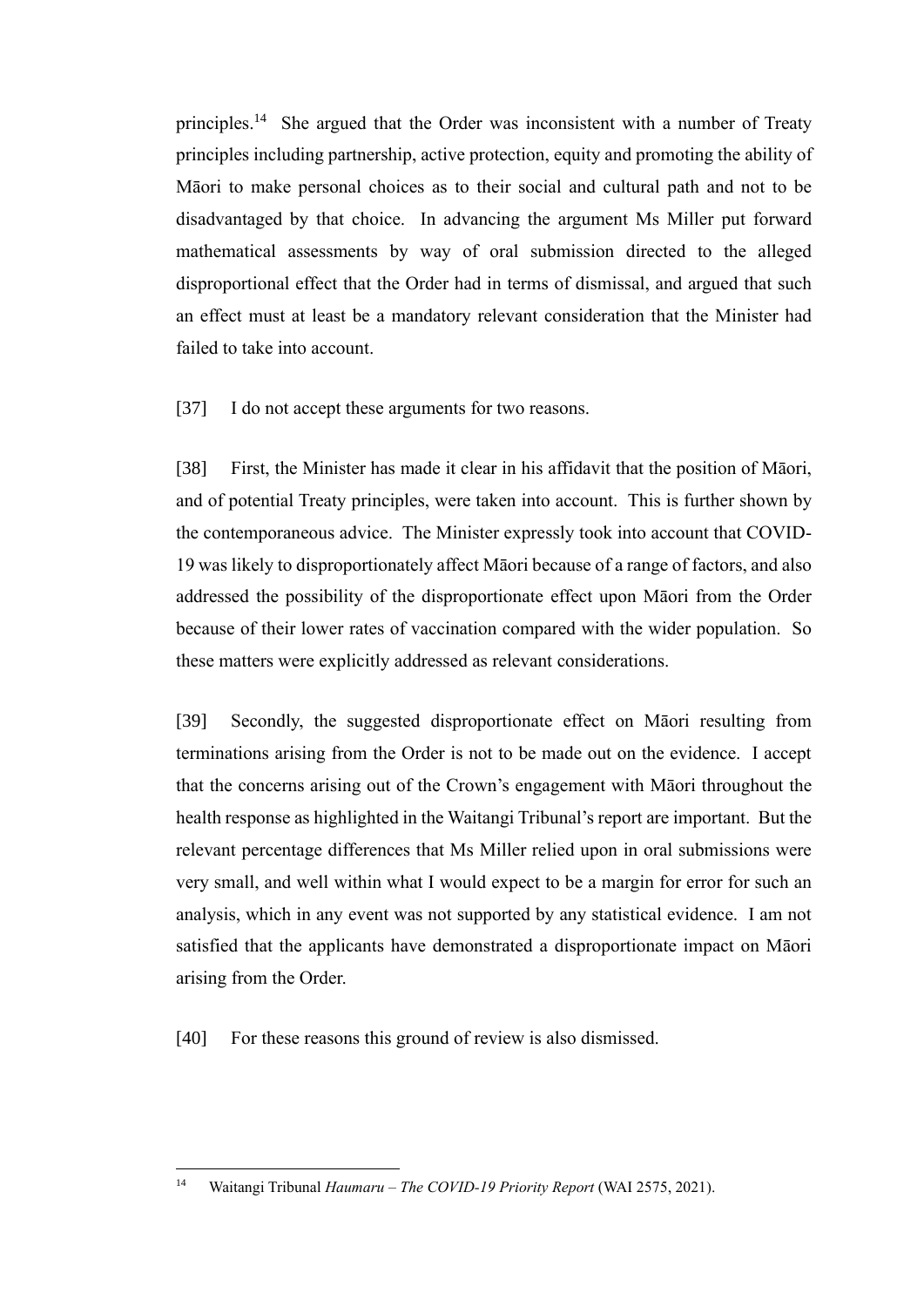principles.[14] She argued that the Order was inconsistent with a number of Treaty principles including partnership, active protection, equity and promoting the ability of Māori to make personal choices as to their social and cultural path and not to be disadvantaged by that choice. In advancing the argument Ms Miller put forward mathematical assessments by way of oral submission directed to the alleged disproportional effect that the Order had in terms of dismissal, and argued that such an effect must at least be a mandatory relevant consideration that the Minister had failed to take into account.

[37] I do not accept these arguments for two reasons.

[38] First, the Minister has made it clear in his affidavit that the position of Māori, and of potential Treaty principles, were taken into account. This is further shown by the contemporaneous advice. The Minister expressly took into account that COVID-19 was likely to disproportionately affect Māori because of a range of factors, and also addressed the possibility of the disproportionate effect upon Māori from the Order because of their lower rates of vaccination compared with the wider population. So these matters were explicitly addressed as relevant considerations.

[39] Secondly, the suggested disproportionate effect on Māori resulting from terminations arising from the Order is not to be made out on the evidence. I accept that the concerns arising out of the Crown's engagement with Māori throughout the health response as highlighted in the Waitangi Tribunal's report are important. But the relevant percentage differences that Ms Miller relied upon in oral submissions were very small, and well within what I would expect to be a margin for error for such an analysis, which in any event was not supported by any statistical evidence. I am not satisfied that the applicants have demonstrated a disproportionate impact on Māori arising from the Order.

[40] For these reasons this ground of review is also dismissed.

---

[14] Waitangi Tribunal *Haumaru – The COVID-19 Priority Report* (WAI 2575, 2021).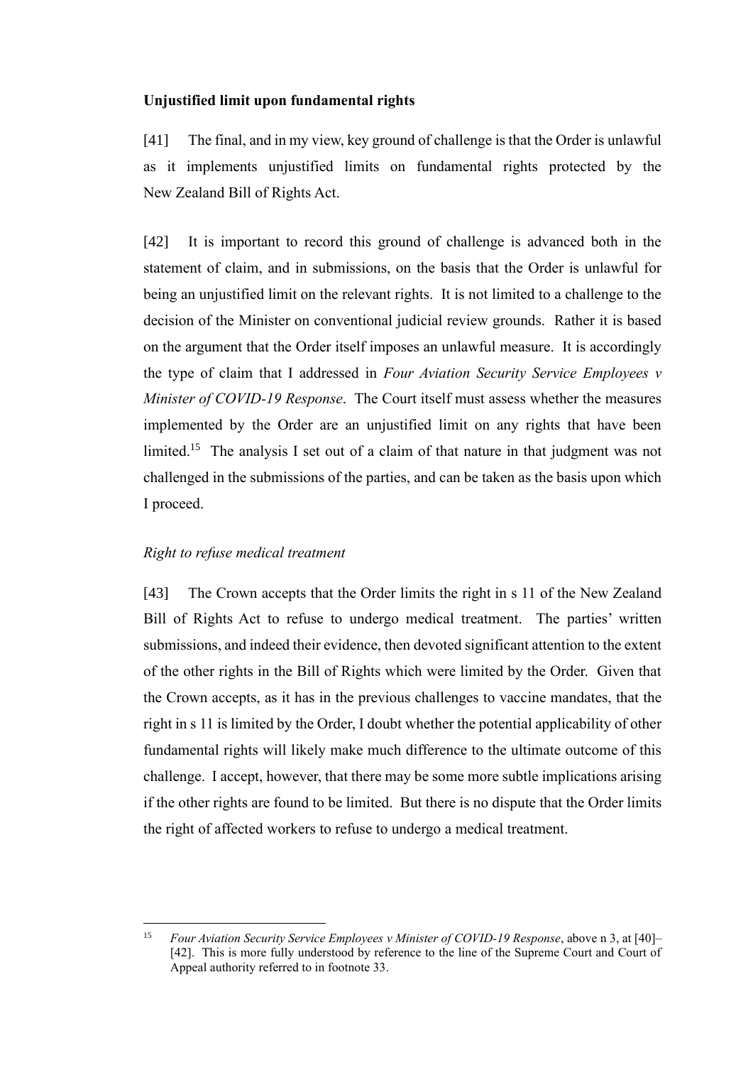**Unjustified limit upon fundamental rights**

[41] The final, and in my view, key ground of challenge is that the Order is unlawful as it implements unjustified limits on fundamental rights protected by the New Zealand Bill of Rights Act.

[42] It is important to record this ground of challenge is advanced both in the statement of claim, and in submissions, on the basis that the Order is unlawful for being an unjustified limit on the relevant rights. It is not limited to a challenge to the decision of the Minister on conventional judicial review grounds. Rather it is based on the argument that the Order itself imposes an unlawful measure. It is accordingly the type of claim that I addressed in *Four Aviation Security Service Employees v Minister of COVID-19 Response*. The Court itself must assess whether the measures implemented by the Order are an unjustified limit on any rights that have been limited.[15] The analysis I set out of a claim of that nature in that judgment was not challenged in the submissions of the parties, and can be taken as the basis upon which I proceed.

*Right to refuse medical treatment*

[43] The Crown accepts that the Order limits the right in s 11 of the New Zealand Bill of Rights Act to refuse to undergo medical treatment. The parties' written submissions, and indeed their evidence, then devoted significant attention to the extent of the other rights in the Bill of Rights which were limited by the Order. Given that the Crown accepts, as it has in the previous challenges to vaccine mandates, that the right in s 11 is limited by the Order, I doubt whether the potential applicability of other fundamental rights will likely make much difference to the ultimate outcome of this challenge. I accept, however, that there may be some more subtle implications arising if the other rights are found to be limited. But there is no dispute that the Order limits the right of affected workers to refuse to undergo a medical treatment.

---

[15] *Four Aviation Security Service Employees v Minister of COVID-19 Response*, above n 3, at [40]–[42]. This is more fully understood by reference to the line of the Supreme Court and Court of Appeal authority referred to in footnote 33.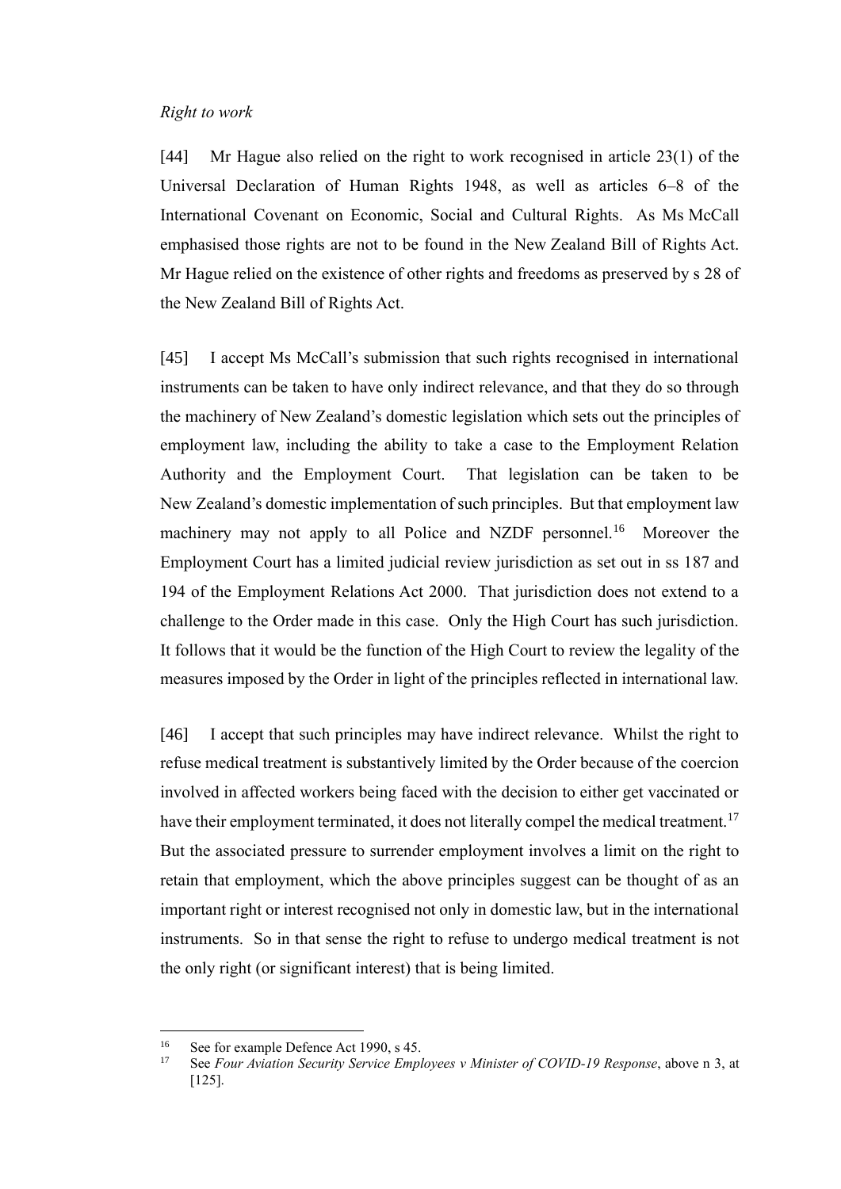*Right to work*

[44] Mr Hague also relied on the right to work recognised in article 23(1) of the Universal Declaration of Human Rights 1948, as well as articles 6–8 of the International Covenant on Economic, Social and Cultural Rights. As Ms McCall emphasised those rights are not to be found in the New Zealand Bill of Rights Act. Mr Hague relied on the existence of other rights and freedoms as preserved by s 28 of the New Zealand Bill of Rights Act.

[45] I accept Ms McCall's submission that such rights recognised in international instruments can be taken to have only indirect relevance, and that they do so through the machinery of New Zealand's domestic legislation which sets out the principles of employment law, including the ability to take a case to the Employment Relation Authority and the Employment Court. That legislation can be taken to be New Zealand's domestic implementation of such principles. But that employment law machinery may not apply to all Police and NZDF personnel.[16] Moreover the Employment Court has a limited judicial review jurisdiction as set out in ss 187 and 194 of the Employment Relations Act 2000. That jurisdiction does not extend to a challenge to the Order made in this case. Only the High Court has such jurisdiction. It follows that it would be the function of the High Court to review the legality of the measures imposed by the Order in light of the principles reflected in international law.

[46] I accept that such principles may have indirect relevance. Whilst the right to refuse medical treatment is substantively limited by the Order because of the coercion involved in affected workers being faced with the decision to either get vaccinated or have their employment terminated, it does not literally compel the medical treatment.[17] But the associated pressure to surrender employment involves a limit on the right to retain that employment, which the above principles suggest can be thought of as an important right or interest recognised not only in domestic law, but in the international instruments. So in that sense the right to refuse to undergo medical treatment is not the only right (or significant interest) that is being limited.

---

[16] See for example Defence Act 1990, s 45.

[17] See *Four Aviation Security Service Employees v Minister of COVID-19 Response*, above n 3, at [125].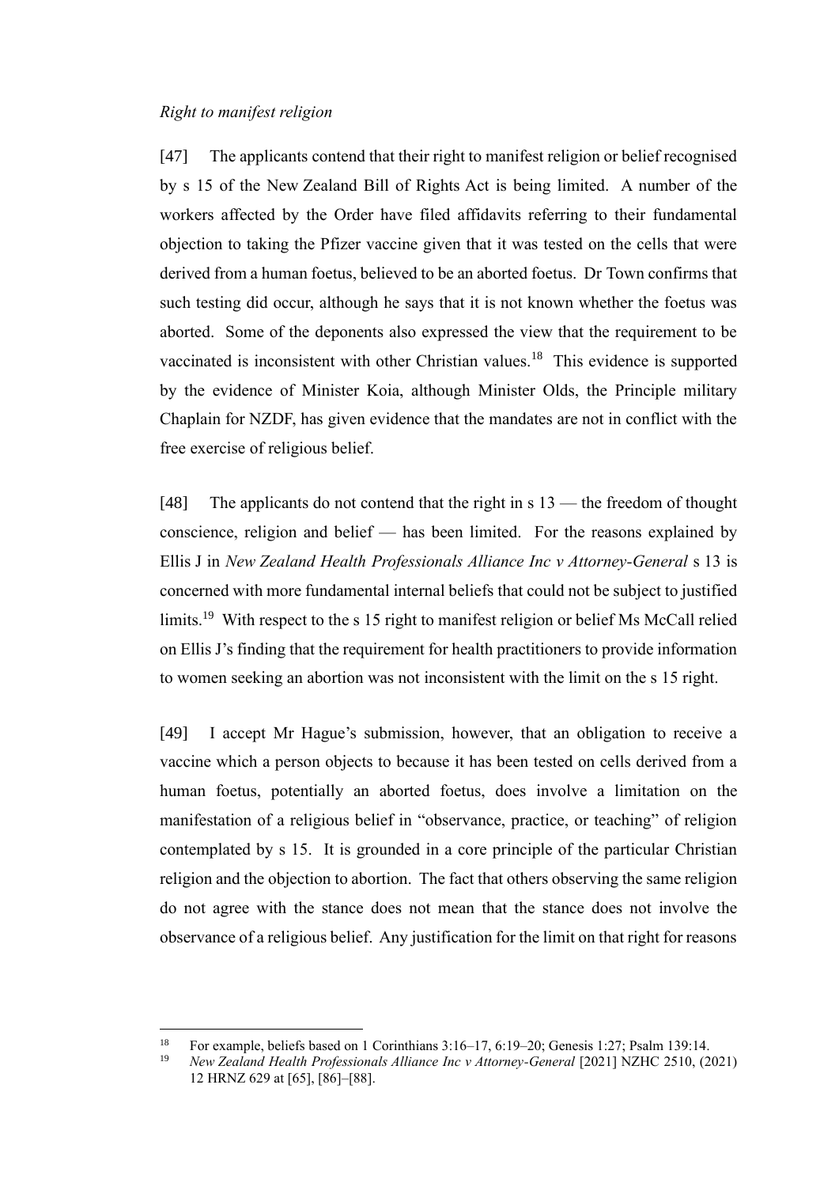*Right to manifest religion*

[47] The applicants contend that their right to manifest religion or belief recognised by s 15 of the New Zealand Bill of Rights Act is being limited. A number of the workers affected by the Order have filed affidavits referring to their fundamental objection to taking the Pfizer vaccine given that it was tested on the cells that were derived from a human foetus, believed to be an aborted foetus. Dr Town confirms that such testing did occur, although he says that it is not known whether the foetus was aborted. Some of the deponents also expressed the view that the requirement to be vaccinated is inconsistent with other Christian values.[18] This evidence is supported by the evidence of Minister Koia, although Minister Olds, the Principle military Chaplain for NZDF, has given evidence that the mandates are not in conflict with the free exercise of religious belief.

[48] The applicants do not contend that the right in s 13 — the freedom of thought conscience, religion and belief — has been limited. For the reasons explained by Ellis J in *New Zealand Health Professionals Alliance Inc v Attorney-General* s 13 is concerned with more fundamental internal beliefs that could not be subject to justified limits.[19] With respect to the s 15 right to manifest religion or belief Ms McCall relied on Ellis J's finding that the requirement for health practitioners to provide information to women seeking an abortion was not inconsistent with the limit on the s 15 right.

[49] I accept Mr Hague's submission, however, that an obligation to receive a vaccine which a person objects to because it has been tested on cells derived from a human foetus, potentially an aborted foetus, does involve a limitation on the manifestation of a religious belief in "observance, practice, or teaching" of religion contemplated by s 15. It is grounded in a core principle of the particular Christian religion and the objection to abortion. The fact that others observing the same religion do not agree with the stance does not mean that the stance does not involve the observance of a religious belief. Any justification for the limit on that right for reasons

---

[18] For example, beliefs based on 1 Corinthians 3:16–17, 6:19–20; Genesis 1:27; Psalm 139:14.

[19] *New Zealand Health Professionals Alliance Inc v Attorney-General* [2021] NZHC 2510, (2021) 12 HRNZ 629 at [65], [86]–[88].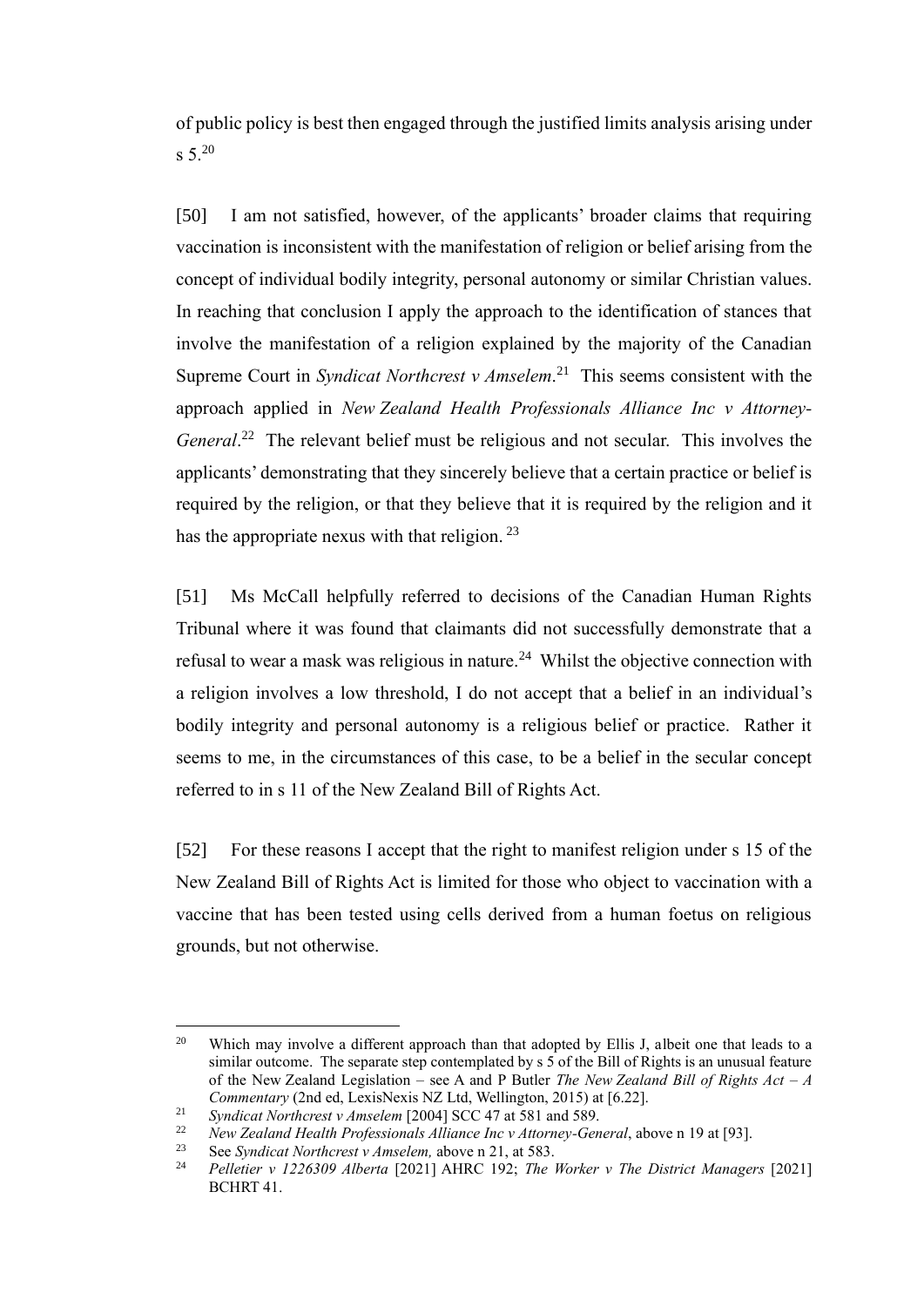of public policy is best then engaged through the justified limits analysis arising under s 5.[20]

[50] I am not satisfied, however, of the applicants' broader claims that requiring vaccination is inconsistent with the manifestation of religion or belief arising from the concept of individual bodily integrity, personal autonomy or similar Christian values. In reaching that conclusion I apply the approach to the identification of stances that involve the manifestation of a religion explained by the majority of the Canadian Supreme Court in *Syndicat Northcrest v Amselem*.[21] This seems consistent with the approach applied in *New Zealand Health Professionals Alliance Inc v Attorney-General*.[22] The relevant belief must be religious and not secular. This involves the applicants' demonstrating that they sincerely believe that a certain practice or belief is required by the religion, or that they believe that it is required by the religion and it has the appropriate nexus with that religion. [23]

[51] Ms McCall helpfully referred to decisions of the Canadian Human Rights Tribunal where it was found that claimants did not successfully demonstrate that a refusal to wear a mask was religious in nature.[24] Whilst the objective connection with a religion involves a low threshold, I do not accept that a belief in an individual's bodily integrity and personal autonomy is a religious belief or practice. Rather it seems to me, in the circumstances of this case, to be a belief in the secular concept referred to in s 11 of the New Zealand Bill of Rights Act.

[52] For these reasons I accept that the right to manifest religion under s 15 of the New Zealand Bill of Rights Act is limited for those who object to vaccination with a vaccine that has been tested using cells derived from a human foetus on religious grounds, but not otherwise.

---

[20] Which may involve a different approach than that adopted by Ellis J, albeit one that leads to a similar outcome. The separate step contemplated by s 5 of the Bill of Rights is an unusual feature of the New Zealand Legislation – see A and P Butler *The New Zealand Bill of Rights Act – A Commentary* (2nd ed, LexisNexis NZ Ltd, Wellington, 2015) at [6.22].

[21] *Syndicat Northcrest v Amselem* [2004] SCC 47 at 581 and 589.

[22] *New Zealand Health Professionals Alliance Inc v Attorney-General*, above n 19 at [93].

[23] See *Syndicat Northcrest v Amselem,* above n 21, at 583.

[24] *Pelletier v 1226309 Alberta* [2021] AHRC 192; *The Worker v The District Managers* [2021] BCHRT 41.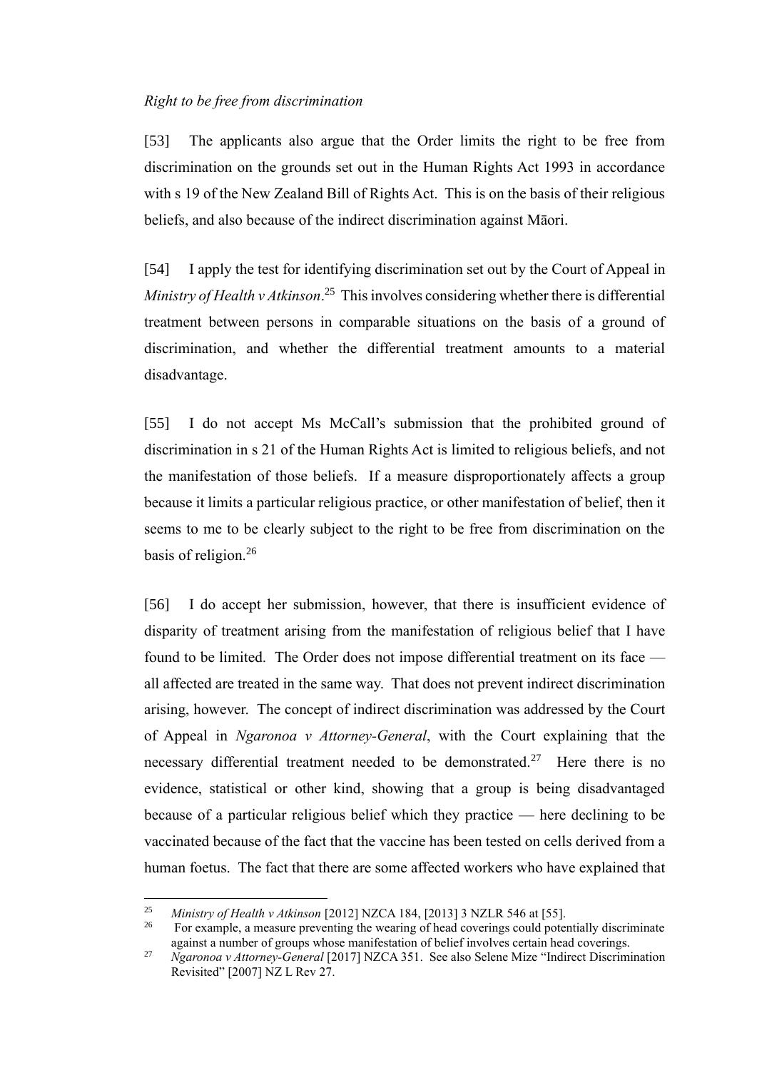*Right to be free from discrimination*

[53] The applicants also argue that the Order limits the right to be free from discrimination on the grounds set out in the Human Rights Act 1993 in accordance with s 19 of the New Zealand Bill of Rights Act. This is on the basis of their religious beliefs, and also because of the indirect discrimination against Māori.

[54] I apply the test for identifying discrimination set out by the Court of Appeal in *Ministry of Health v Atkinson*.[25] This involves considering whether there is differential treatment between persons in comparable situations on the basis of a ground of discrimination, and whether the differential treatment amounts to a material disadvantage.

[55] I do not accept Ms McCall's submission that the prohibited ground of discrimination in s 21 of the Human Rights Act is limited to religious beliefs, and not the manifestation of those beliefs. If a measure disproportionately affects a group because it limits a particular religious practice, or other manifestation of belief, then it seems to me to be clearly subject to the right to be free from discrimination on the basis of religion.[26]

[56] I do accept her submission, however, that there is insufficient evidence of disparity of treatment arising from the manifestation of religious belief that I have found to be limited. The Order does not impose differential treatment on its face — all affected are treated in the same way. That does not prevent indirect discrimination arising, however. The concept of indirect discrimination was addressed by the Court of Appeal in *Ngaronoa v Attorney-General*, with the Court explaining that the necessary differential treatment needed to be demonstrated.[27] Here there is no evidence, statistical or other kind, showing that a group is being disadvantaged because of a particular religious belief which they practice — here declining to be vaccinated because of the fact that the vaccine has been tested on cells derived from a human foetus. The fact that there are some affected workers who have explained that

---

[25] *Ministry of Health v Atkinson* [2012] NZCA 184, [2013] 3 NZLR 546 at [55].

[26] For example, a measure preventing the wearing of head coverings could potentially discriminate against a number of groups whose manifestation of belief involves certain head coverings.

[27] *Ngaronoa v Attorney-General* [2017] NZCA 351. See also Selene Mize "Indirect Discrimination Revisited" [2007] NZ L Rev 27.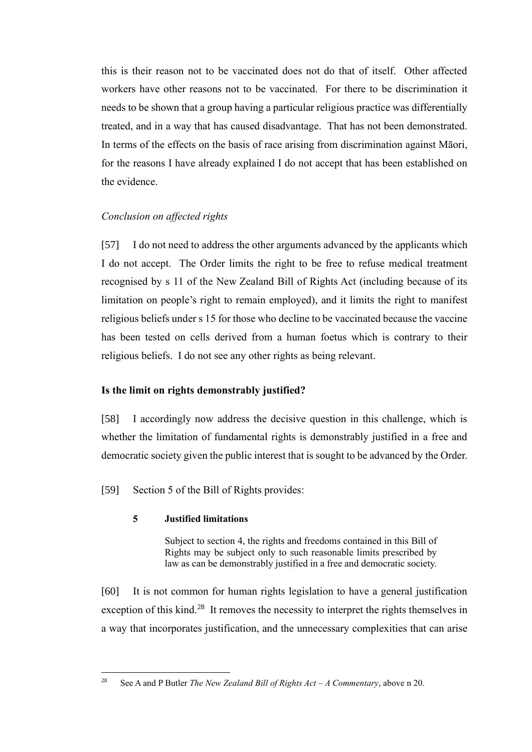this is their reason not to be vaccinated does not do that of itself. Other affected workers have other reasons not to be vaccinated. For there to be discrimination it needs to be shown that a group having a particular religious practice was differentially treated, and in a way that has caused disadvantage. That has not been demonstrated. In terms of the effects on the basis of race arising from discrimination against Māori, for the reasons I have already explained I do not accept that has been established on the evidence.

*Conclusion on affected rights*

[57] I do not need to address the other arguments advanced by the applicants which I do not accept. The Order limits the right to be free to refuse medical treatment recognised by s 11 of the New Zealand Bill of Rights Act (including because of its limitation on people's right to remain employed), and it limits the right to manifest religious beliefs under s 15 for those who decline to be vaccinated because the vaccine has been tested on cells derived from a human foetus which is contrary to their religious beliefs. I do not see any other rights as being relevant.

**Is the limit on rights demonstrably justified?**

[58] I accordingly now address the decisive question in this challenge, which is whether the limitation of fundamental rights is demonstrably justified in a free and democratic society given the public interest that is sought to be advanced by the Order.

[59] Section 5 of the Bill of Rights provides:

> **5 Justified limitations**
>
> Subject to section 4, the rights and freedoms contained in this Bill of Rights may be subject only to such reasonable limits prescribed by law as can be demonstrably justified in a free and democratic society.

[60] It is not common for human rights legislation to have a general justification exception of this kind.[28] It removes the necessity to interpret the rights themselves in a way that incorporates justification, and the unnecessary complexities that can arise

[28] See A and P Butler *The New Zealand Bill of Rights Act – A Commentary*, above n 20.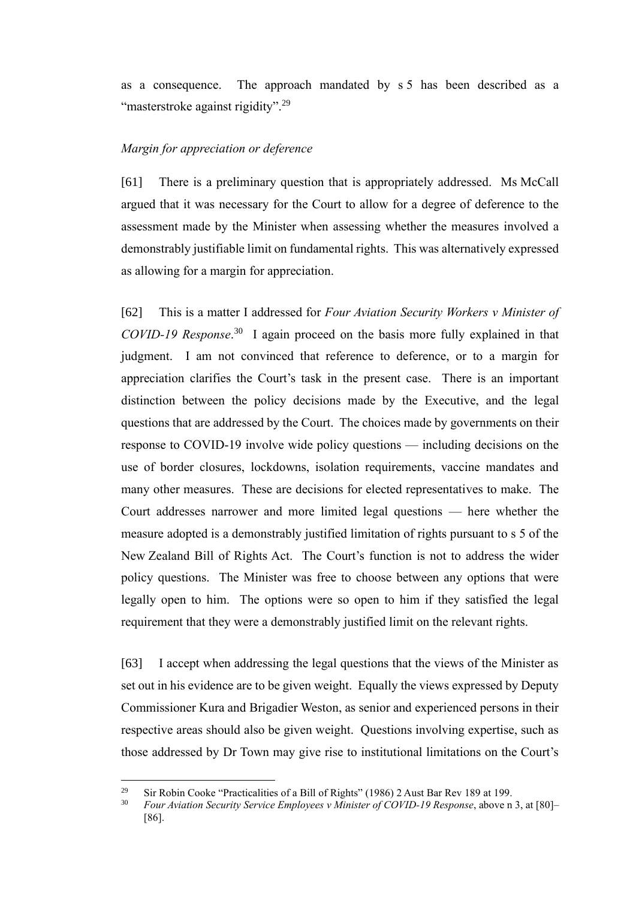as a consequence. The approach mandated by s 5 has been described as a "masterstroke against rigidity".[29]

*Margin for appreciation or deference*

[61] There is a preliminary question that is appropriately addressed. Ms McCall argued that it was necessary for the Court to allow for a degree of deference to the assessment made by the Minister when assessing whether the measures involved a demonstrably justifiable limit on fundamental rights. This was alternatively expressed as allowing for a margin for appreciation.

[62] This is a matter I addressed for *Four Aviation Security Workers v Minister of COVID-19 Response*.[30] I again proceed on the basis more fully explained in that judgment. I am not convinced that reference to deference, or to a margin for appreciation clarifies the Court's task in the present case. There is an important distinction between the policy decisions made by the Executive, and the legal questions that are addressed by the Court. The choices made by governments on their response to COVID-19 involve wide policy questions — including decisions on the use of border closures, lockdowns, isolation requirements, vaccine mandates and many other measures. These are decisions for elected representatives to make. The Court addresses narrower and more limited legal questions — here whether the measure adopted is a demonstrably justified limitation of rights pursuant to s 5 of the New Zealand Bill of Rights Act. The Court's function is not to address the wider policy questions. The Minister was free to choose between any options that were legally open to him. The options were so open to him if they satisfied the legal requirement that they were a demonstrably justified limit on the relevant rights.

[63] I accept when addressing the legal questions that the views of the Minister as set out in his evidence are to be given weight. Equally the views expressed by Deputy Commissioner Kura and Brigadier Weston, as senior and experienced persons in their respective areas should also be given weight. Questions involving expertise, such as those addressed by Dr Town may give rise to institutional limitations on the Court's

---

[29] Sir Robin Cooke "Practicalities of a Bill of Rights" (1986) 2 Aust Bar Rev 189 at 199.

[30] *Four Aviation Security Service Employees v Minister of COVID-19 Response*, above n 3, at [80]–[86].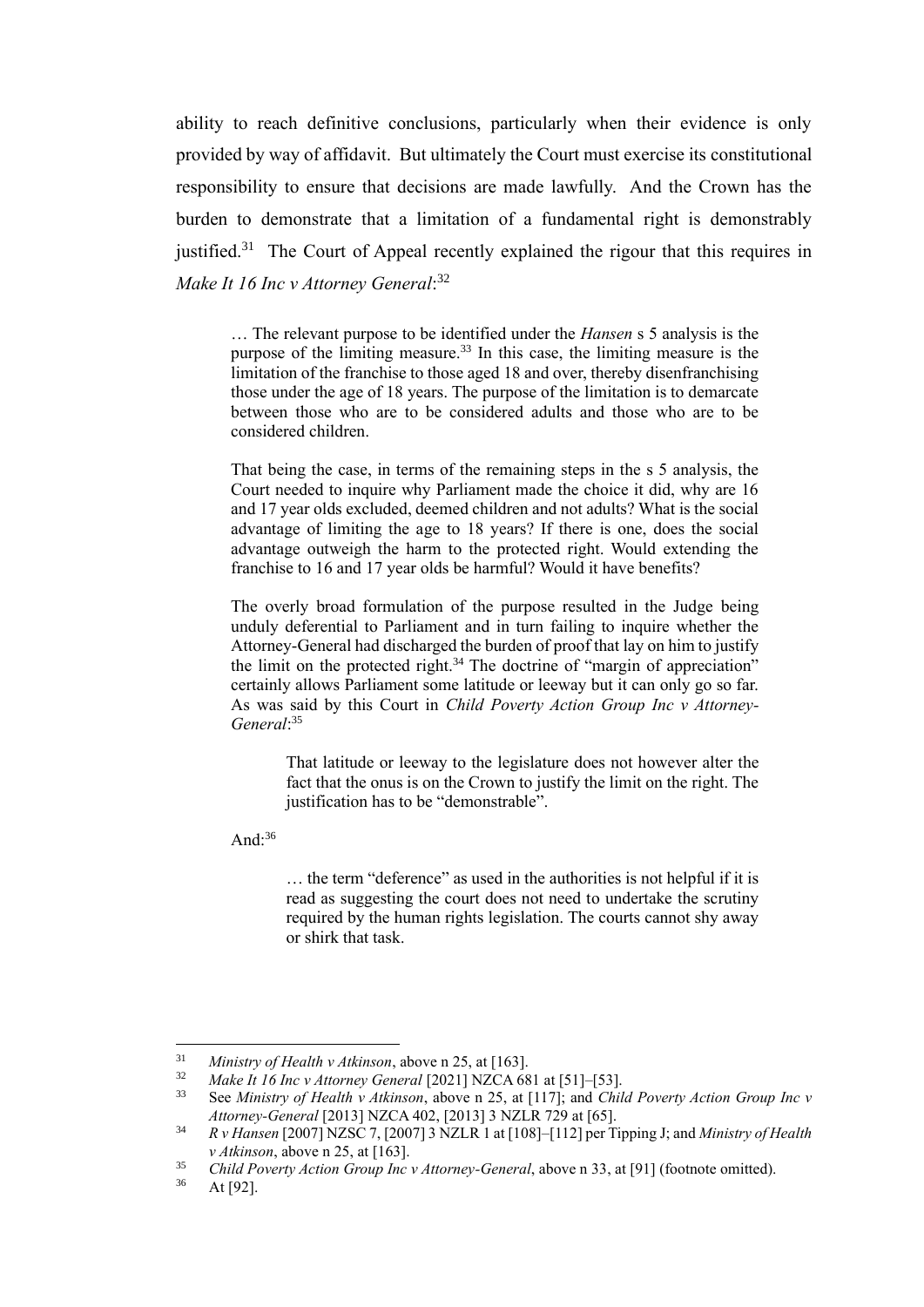ability to reach definitive conclusions, particularly when their evidence is only provided by way of affidavit. But ultimately the Court must exercise its constitutional responsibility to ensure that decisions are made lawfully. And the Crown has the burden to demonstrate that a limitation of a fundamental right is demonstrably justified.[31] The Court of Appeal recently explained the rigour that this requires in *Make It 16 Inc v Attorney General*:[32]

> … The relevant purpose to be identified under the *Hansen* s 5 analysis is the purpose of the limiting measure.[33] In this case, the limiting measure is the limitation of the franchise to those aged 18 and over, thereby disenfranchising those under the age of 18 years. The purpose of the limitation is to demarcate between those who are to be considered adults and those who are to be considered children.
>
> That being the case, in terms of the remaining steps in the s 5 analysis, the Court needed to inquire why Parliament made the choice it did, why are 16 and 17 year olds excluded, deemed children and not adults? What is the social advantage of limiting the age to 18 years? If there is one, does the social advantage outweigh the harm to the protected right. Would extending the franchise to 16 and 17 year olds be harmful? Would it have benefits?
>
> The overly broad formulation of the purpose resulted in the Judge being unduly deferential to Parliament and in turn failing to inquire whether the Attorney-General had discharged the burden of proof that lay on him to justify the limit on the protected right.[34] The doctrine of "margin of appreciation" certainly allows Parliament some latitude or leeway but it can only go so far. As was said by this Court in *Child Poverty Action Group Inc v Attorney-General*:[35]
>
>> That latitude or leeway to the legislature does not however alter the fact that the onus is on the Crown to justify the limit on the right. The justification has to be "demonstrable".
>
> And:[36]
>
>> … the term "deference" as used in the authorities is not helpful if it is read as suggesting the court does not need to undertake the scrutiny required by the human rights legislation. The courts cannot shy away or shirk that task.

---

[31] *Ministry of Health v Atkinson*, above n 25, at [163].

[32] *Make It 16 Inc v Attorney General* [2021] NZCA 681 at [51]–[53].

[33] See *Ministry of Health v Atkinson*, above n 25, at [117]; and *Child Poverty Action Group Inc v Attorney-General* [2013] NZCA 402, [2013] 3 NZLR 729 at [65].

[34] *R v Hansen* [2007] NZSC 7, [2007] 3 NZLR 1 at [108]–[112] per Tipping J; and *Ministry of Health v Atkinson*, above n 25, at [163].

[35] *Child Poverty Action Group Inc v Attorney-General*, above n 33, at [91] (footnote omitted).

[36] At [92].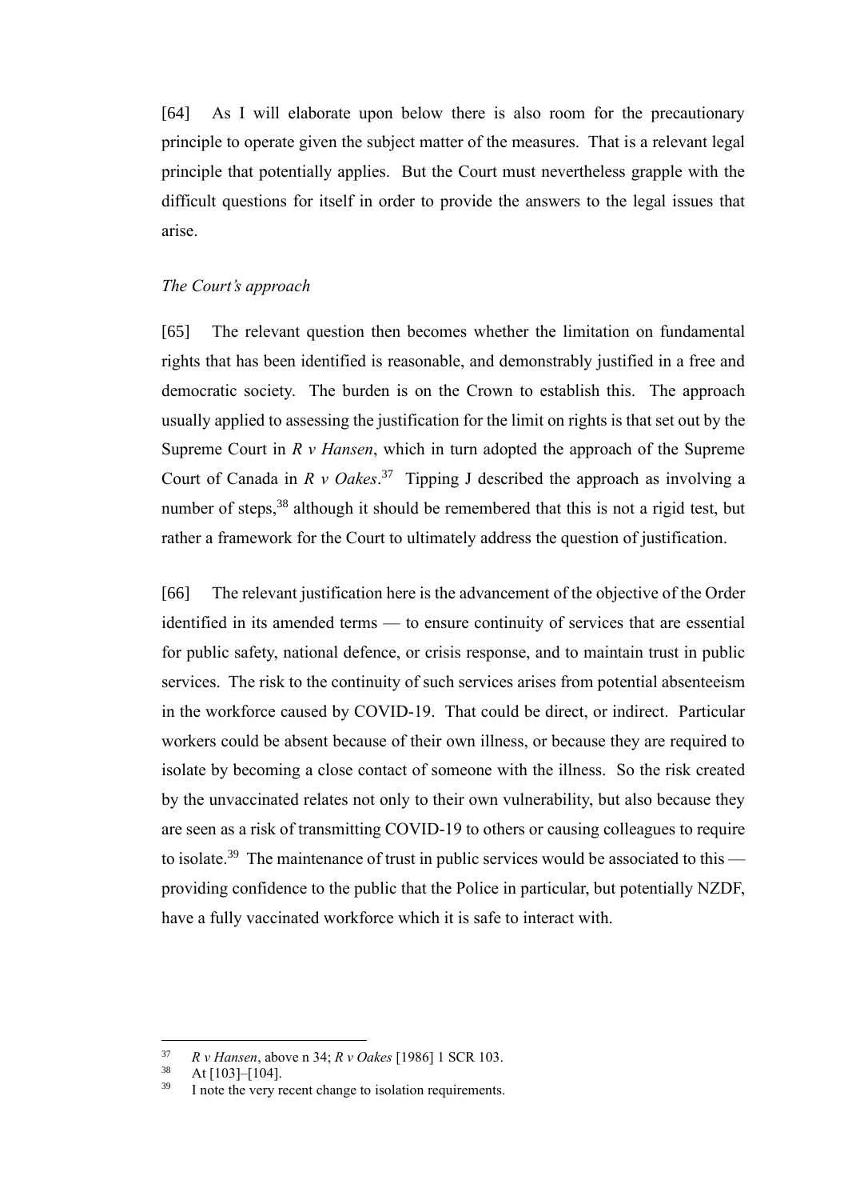[64] As I will elaborate upon below there is also room for the precautionary principle to operate given the subject matter of the measures. That is a relevant legal principle that potentially applies. But the Court must nevertheless grapple with the difficult questions for itself in order to provide the answers to the legal issues that arise.

*The Court's approach*

[65] The relevant question then becomes whether the limitation on fundamental rights that has been identified is reasonable, and demonstrably justified in a free and democratic society. The burden is on the Crown to establish this. The approach usually applied to assessing the justification for the limit on rights is that set out by the Supreme Court in *R v Hansen*, which in turn adopted the approach of the Supreme Court of Canada in *R v Oakes*.[37] Tipping J described the approach as involving a number of steps,[38] although it should be remembered that this is not a rigid test, but rather a framework for the Court to ultimately address the question of justification.

[66] The relevant justification here is the advancement of the objective of the Order identified in its amended terms — to ensure continuity of services that are essential for public safety, national defence, or crisis response, and to maintain trust in public services. The risk to the continuity of such services arises from potential absenteeism in the workforce caused by COVID-19. That could be direct, or indirect. Particular workers could be absent because of their own illness, or because they are required to isolate by becoming a close contact of someone with the illness. So the risk created by the unvaccinated relates not only to their own vulnerability, but also because they are seen as a risk of transmitting COVID-19 to others or causing colleagues to require to isolate.[39] The maintenance of trust in public services would be associated to this — providing confidence to the public that the Police in particular, but potentially NZDF, have a fully vaccinated workforce which it is safe to interact with.

---

[37] *R v Hansen*, above n 34; *R v Oakes* [1986] 1 SCR 103.

[38] At [103]–[104].

[39] I note the very recent change to isolation requirements.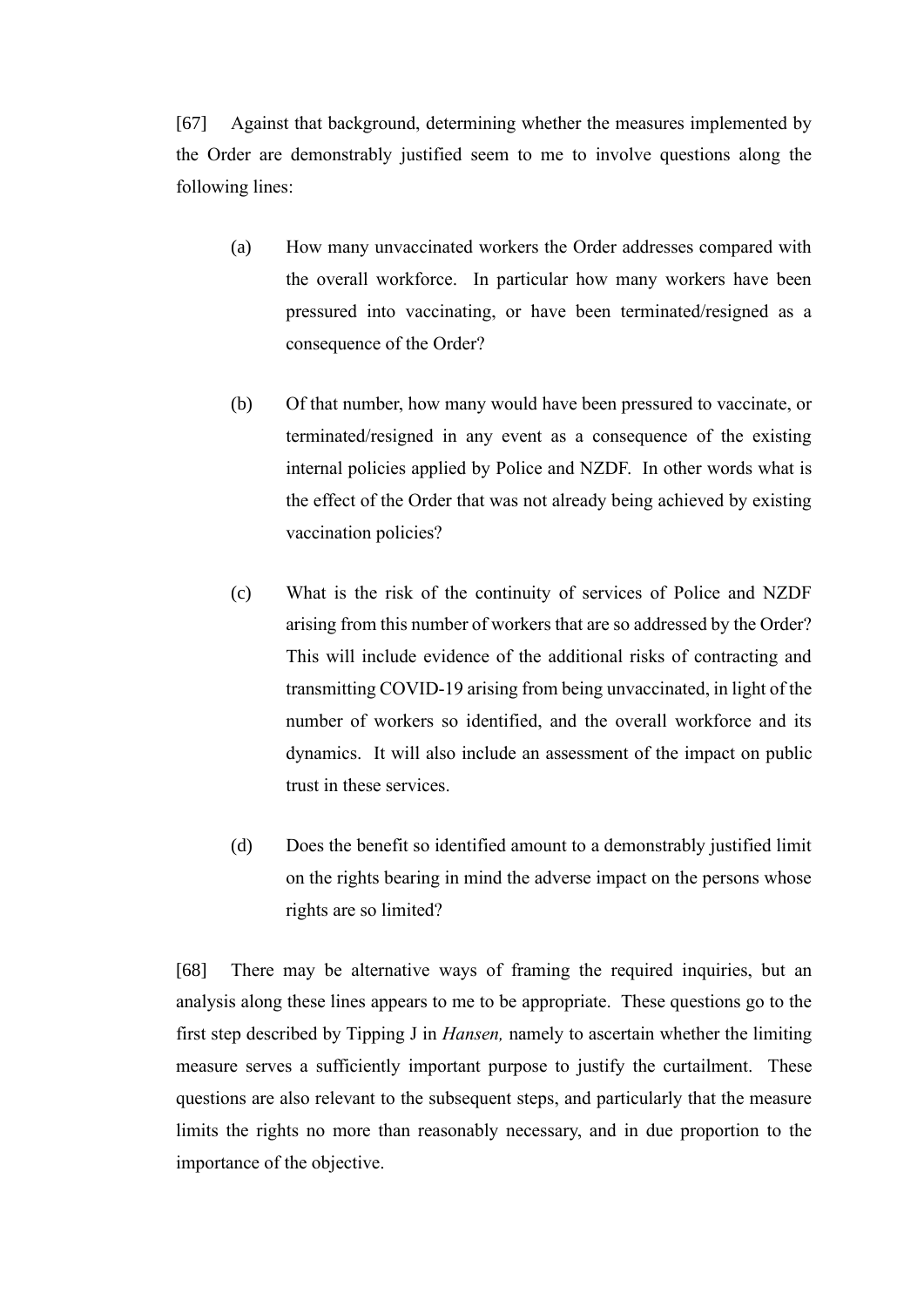[67] Against that background, determining whether the measures implemented by the Order are demonstrably justified seem to me to involve questions along the following lines:

(a) How many unvaccinated workers the Order addresses compared with the overall workforce. In particular how many workers have been pressured into vaccinating, or have been terminated/resigned as a consequence of the Order?

(b) Of that number, how many would have been pressured to vaccinate, or terminated/resigned in any event as a consequence of the existing internal policies applied by Police and NZDF. In other words what is the effect of the Order that was not already being achieved by existing vaccination policies?

(c) What is the risk of the continuity of services of Police and NZDF arising from this number of workers that are so addressed by the Order? This will include evidence of the additional risks of contracting and transmitting COVID-19 arising from being unvaccinated, in light of the number of workers so identified, and the overall workforce and its dynamics. It will also include an assessment of the impact on public trust in these services.

(d) Does the benefit so identified amount to a demonstrably justified limit on the rights bearing in mind the adverse impact on the persons whose rights are so limited?

[68] There may be alternative ways of framing the required inquiries, but an analysis along these lines appears to me to be appropriate. These questions go to the first step described by Tipping J in *Hansen,* namely to ascertain whether the limiting measure serves a sufficiently important purpose to justify the curtailment. These questions are also relevant to the subsequent steps, and particularly that the measure limits the rights no more than reasonably necessary, and in due proportion to the importance of the objective.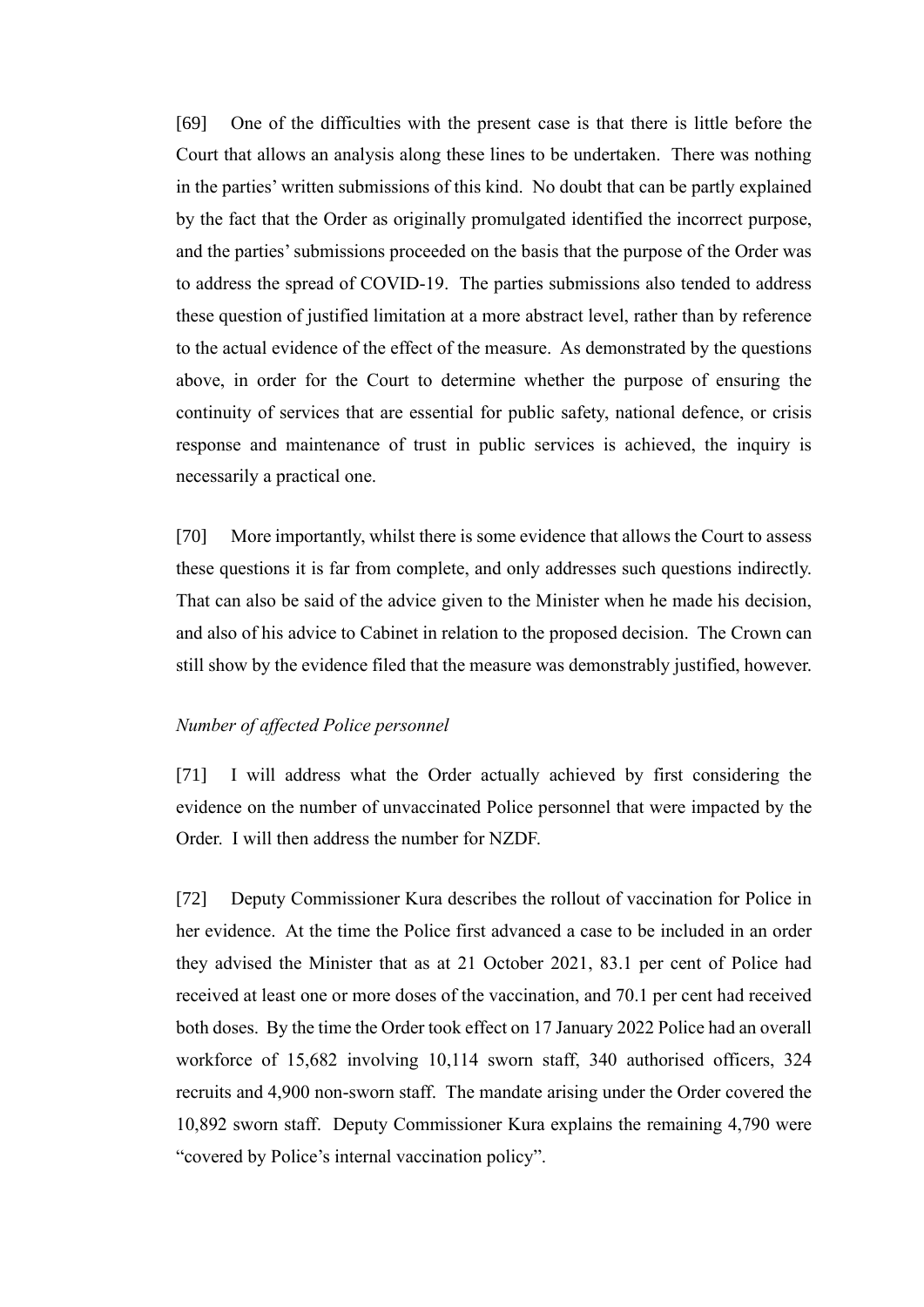[69] One of the difficulties with the present case is that there is little before the Court that allows an analysis along these lines to be undertaken. There was nothing in the parties' written submissions of this kind. No doubt that can be partly explained by the fact that the Order as originally promulgated identified the incorrect purpose, and the parties' submissions proceeded on the basis that the purpose of the Order was to address the spread of COVID-19. The parties submissions also tended to address these question of justified limitation at a more abstract level, rather than by reference to the actual evidence of the effect of the measure. As demonstrated by the questions above, in order for the Court to determine whether the purpose of ensuring the continuity of services that are essential for public safety, national defence, or crisis response and maintenance of trust in public services is achieved, the inquiry is necessarily a practical one.

[70] More importantly, whilst there is some evidence that allows the Court to assess these questions it is far from complete, and only addresses such questions indirectly. That can also be said of the advice given to the Minister when he made his decision, and also of his advice to Cabinet in relation to the proposed decision. The Crown can still show by the evidence filed that the measure was demonstrably justified, however.

*Number of affected Police personnel*

[71] I will address what the Order actually achieved by first considering the evidence on the number of unvaccinated Police personnel that were impacted by the Order. I will then address the number for NZDF.

[72] Deputy Commissioner Kura describes the rollout of vaccination for Police in her evidence. At the time the Police first advanced a case to be included in an order they advised the Minister that as at 21 October 2021, 83.1 per cent of Police had received at least one or more doses of the vaccination, and 70.1 per cent had received both doses. By the time the Order took effect on 17 January 2022 Police had an overall workforce of 15,682 involving 10,114 sworn staff, 340 authorised officers, 324 recruits and 4,900 non-sworn staff. The mandate arising under the Order covered the 10,892 sworn staff. Deputy Commissioner Kura explains the remaining 4,790 were "covered by Police's internal vaccination policy".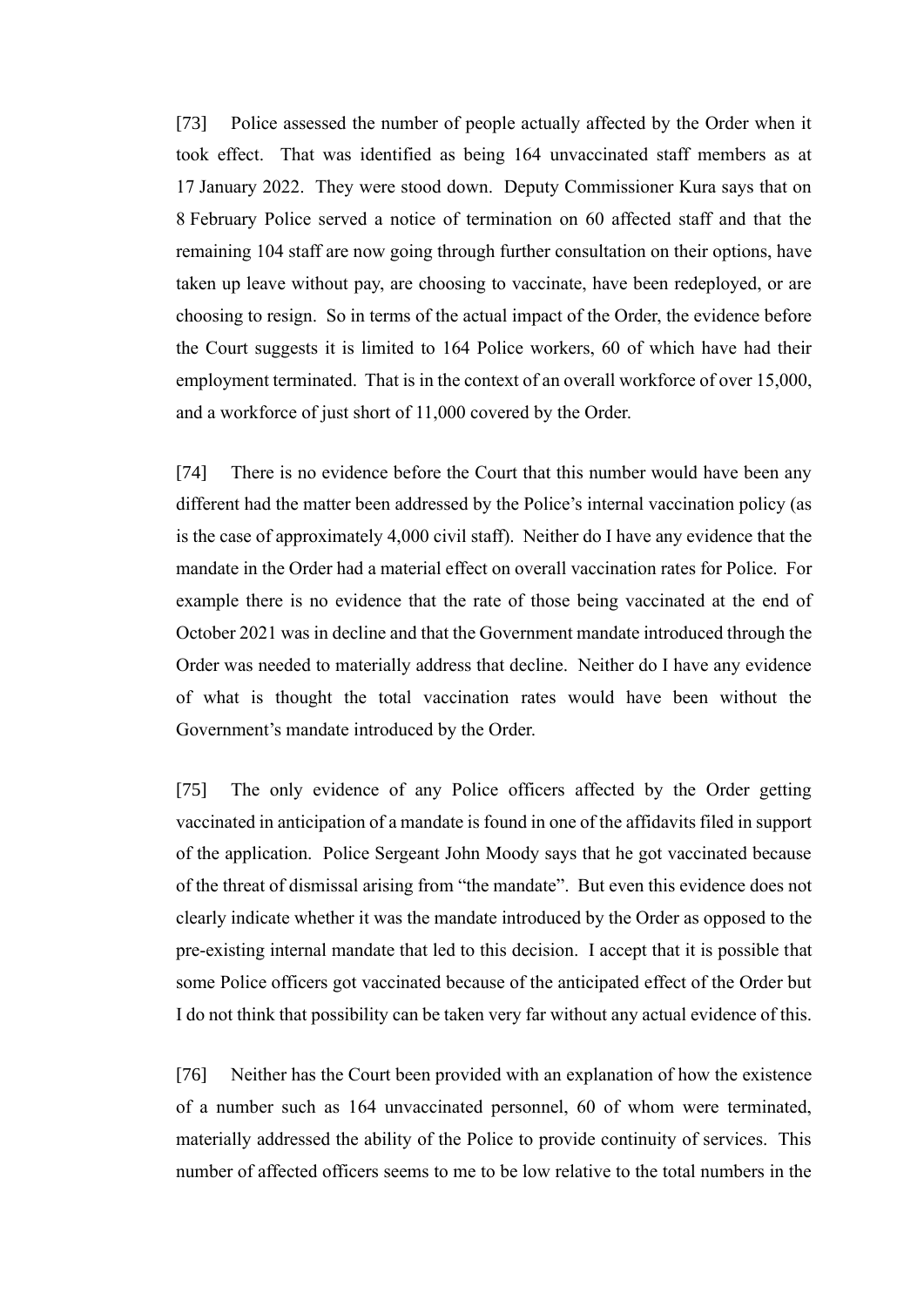[73] Police assessed the number of people actually affected by the Order when it took effect. That was identified as being 164 unvaccinated staff members as at 17 January 2022. They were stood down. Deputy Commissioner Kura says that on 8 February Police served a notice of termination on 60 affected staff and that the remaining 104 staff are now going through further consultation on their options, have taken up leave without pay, are choosing to vaccinate, have been redeployed, or are choosing to resign. So in terms of the actual impact of the Order, the evidence before the Court suggests it is limited to 164 Police workers, 60 of which have had their employment terminated. That is in the context of an overall workforce of over 15,000, and a workforce of just short of 11,000 covered by the Order.

[74] There is no evidence before the Court that this number would have been any different had the matter been addressed by the Police's internal vaccination policy (as is the case of approximately 4,000 civil staff). Neither do I have any evidence that the mandate in the Order had a material effect on overall vaccination rates for Police. For example there is no evidence that the rate of those being vaccinated at the end of October 2021 was in decline and that the Government mandate introduced through the Order was needed to materially address that decline. Neither do I have any evidence of what is thought the total vaccination rates would have been without the Government's mandate introduced by the Order.

[75] The only evidence of any Police officers affected by the Order getting vaccinated in anticipation of a mandate is found in one of the affidavits filed in support of the application. Police Sergeant John Moody says that he got vaccinated because of the threat of dismissal arising from "the mandate". But even this evidence does not clearly indicate whether it was the mandate introduced by the Order as opposed to the pre-existing internal mandate that led to this decision. I accept that it is possible that some Police officers got vaccinated because of the anticipated effect of the Order but I do not think that possibility can be taken very far without any actual evidence of this.

[76] Neither has the Court been provided with an explanation of how the existence of a number such as 164 unvaccinated personnel, 60 of whom were terminated, materially addressed the ability of the Police to provide continuity of services. This number of affected officers seems to me to be low relative to the total numbers in the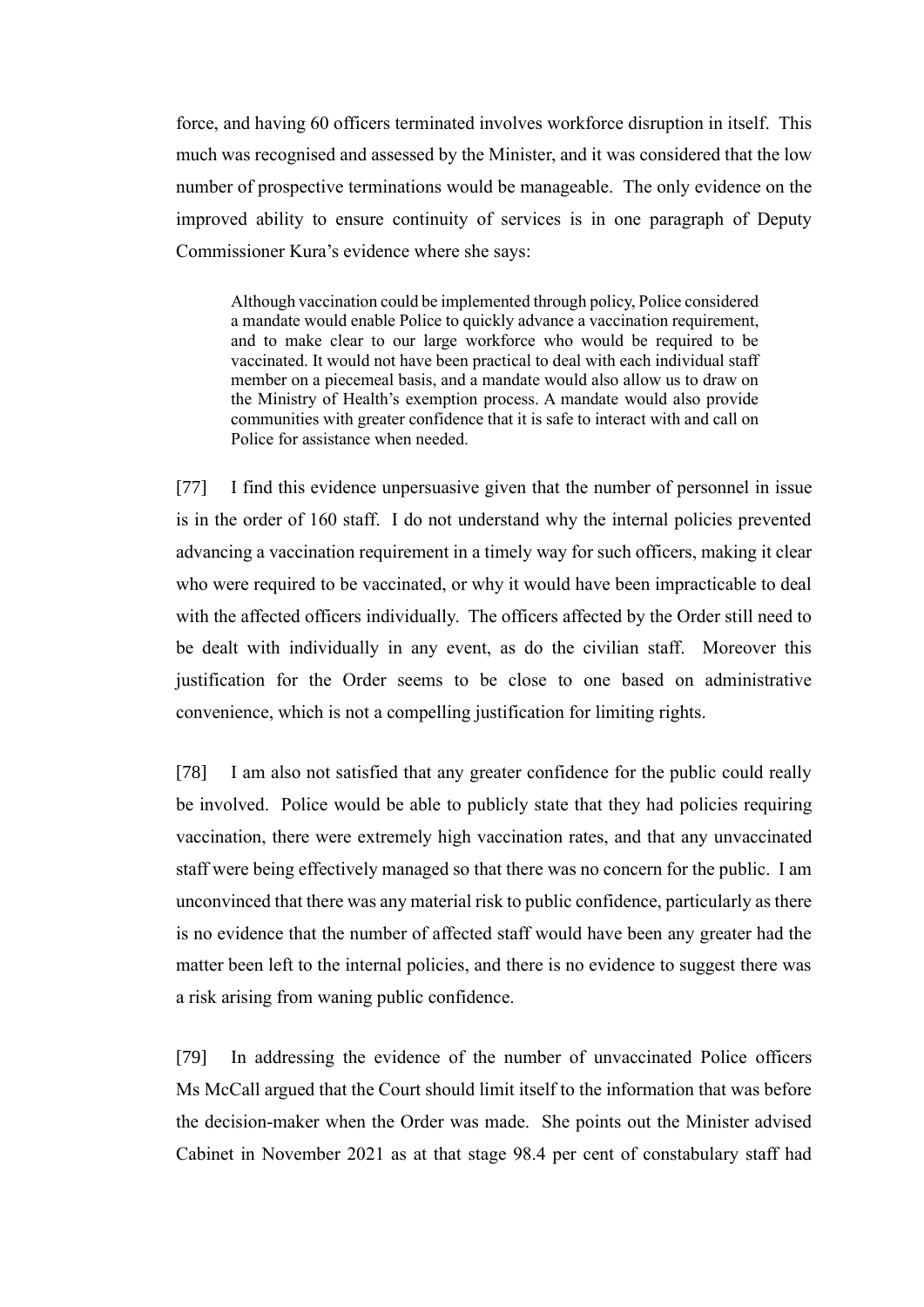force, and having 60 officers terminated involves workforce disruption in itself. This much was recognised and assessed by the Minister, and it was considered that the low number of prospective terminations would be manageable. The only evidence on the improved ability to ensure continuity of services is in one paragraph of Deputy Commissioner Kura's evidence where she says:

> Although vaccination could be implemented through policy, Police considered a mandate would enable Police to quickly advance a vaccination requirement, and to make clear to our large workforce who would be required to be vaccinated. It would not have been practical to deal with each individual staff member on a piecemeal basis, and a mandate would also allow us to draw on the Ministry of Health's exemption process. A mandate would also provide communities with greater confidence that it is safe to interact with and call on Police for assistance when needed.

[77] I find this evidence unpersuasive given that the number of personnel in issue is in the order of 160 staff. I do not understand why the internal policies prevented advancing a vaccination requirement in a timely way for such officers, making it clear who were required to be vaccinated, or why it would have been impracticable to deal with the affected officers individually. The officers affected by the Order still need to be dealt with individually in any event, as do the civilian staff. Moreover this justification for the Order seems to be close to one based on administrative convenience, which is not a compelling justification for limiting rights.

[78] I am also not satisfied that any greater confidence for the public could really be involved. Police would be able to publicly state that they had policies requiring vaccination, there were extremely high vaccination rates, and that any unvaccinated staff were being effectively managed so that there was no concern for the public. I am unconvinced that there was any material risk to public confidence, particularly as there is no evidence that the number of affected staff would have been any greater had the matter been left to the internal policies, and there is no evidence to suggest there was a risk arising from waning public confidence.

[79] In addressing the evidence of the number of unvaccinated Police officers Ms McCall argued that the Court should limit itself to the information that was before the decision-maker when the Order was made. She points out the Minister advised Cabinet in November 2021 as at that stage 98.4 per cent of constabulary staff had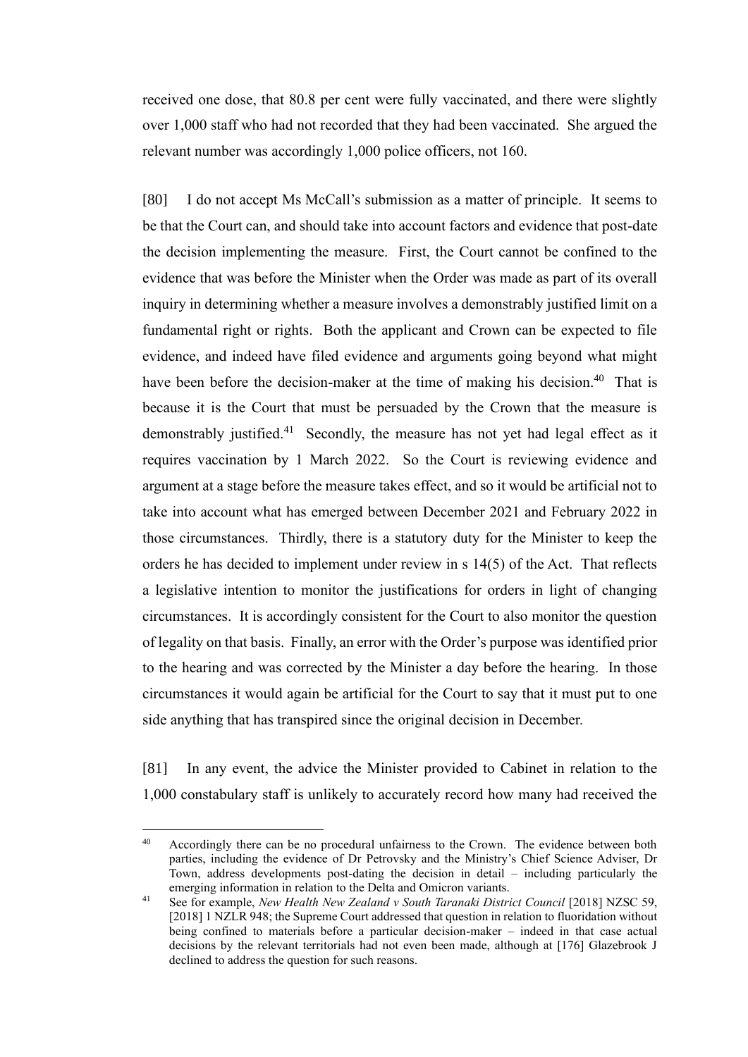received one dose, that 80.8 per cent were fully vaccinated, and there were slightly over 1,000 staff who had not recorded that they had been vaccinated. She argued the relevant number was accordingly 1,000 police officers, not 160.

[80] I do not accept Ms McCall's submission as a matter of principle. It seems to be that the Court can, and should take into account factors and evidence that post-date the decision implementing the measure. First, the Court cannot be confined to the evidence that was before the Minister when the Order was made as part of its overall inquiry in determining whether a measure involves a demonstrably justified limit on a fundamental right or rights. Both the applicant and Crown can be expected to file evidence, and indeed have filed evidence and arguments going beyond what might have been before the decision-maker at the time of making his decision.[40] That is because it is the Court that must be persuaded by the Crown that the measure is demonstrably justified.[41] Secondly, the measure has not yet had legal effect as it requires vaccination by 1 March 2022. So the Court is reviewing evidence and argument at a stage before the measure takes effect, and so it would be artificial not to take into account what has emerged between December 2021 and February 2022 in those circumstances. Thirdly, there is a statutory duty for the Minister to keep the orders he has decided to implement under review in s 14(5) of the Act. That reflects a legislative intention to monitor the justifications for orders in light of changing circumstances. It is accordingly consistent for the Court to also monitor the question of legality on that basis. Finally, an error with the Order's purpose was identified prior to the hearing and was corrected by the Minister a day before the hearing. In those circumstances it would again be artificial for the Court to say that it must put to one side anything that has transpired since the original decision in December.

[81] In any event, the advice the Minister provided to Cabinet in relation to the 1,000 constabulary staff is unlikely to accurately record how many had received the

---

[40] Accordingly there can be no procedural unfairness to the Crown. The evidence between both parties, including the evidence of Dr Petrovsky and the Ministry's Chief Science Adviser, Dr Town, address developments post-dating the decision in detail – including particularly the emerging information in relation to the Delta and Omicron variants.

[41] See for example, *New Health New Zealand v South Taranaki District Council* [2018] NZSC 59, [2018] 1 NZLR 948; the Supreme Court addressed that question in relation to fluoridation without being confined to materials before a particular decision-maker – indeed in that case actual decisions by the relevant territorials had not even been made, although at [176] Glazebrook J declined to address the question for such reasons.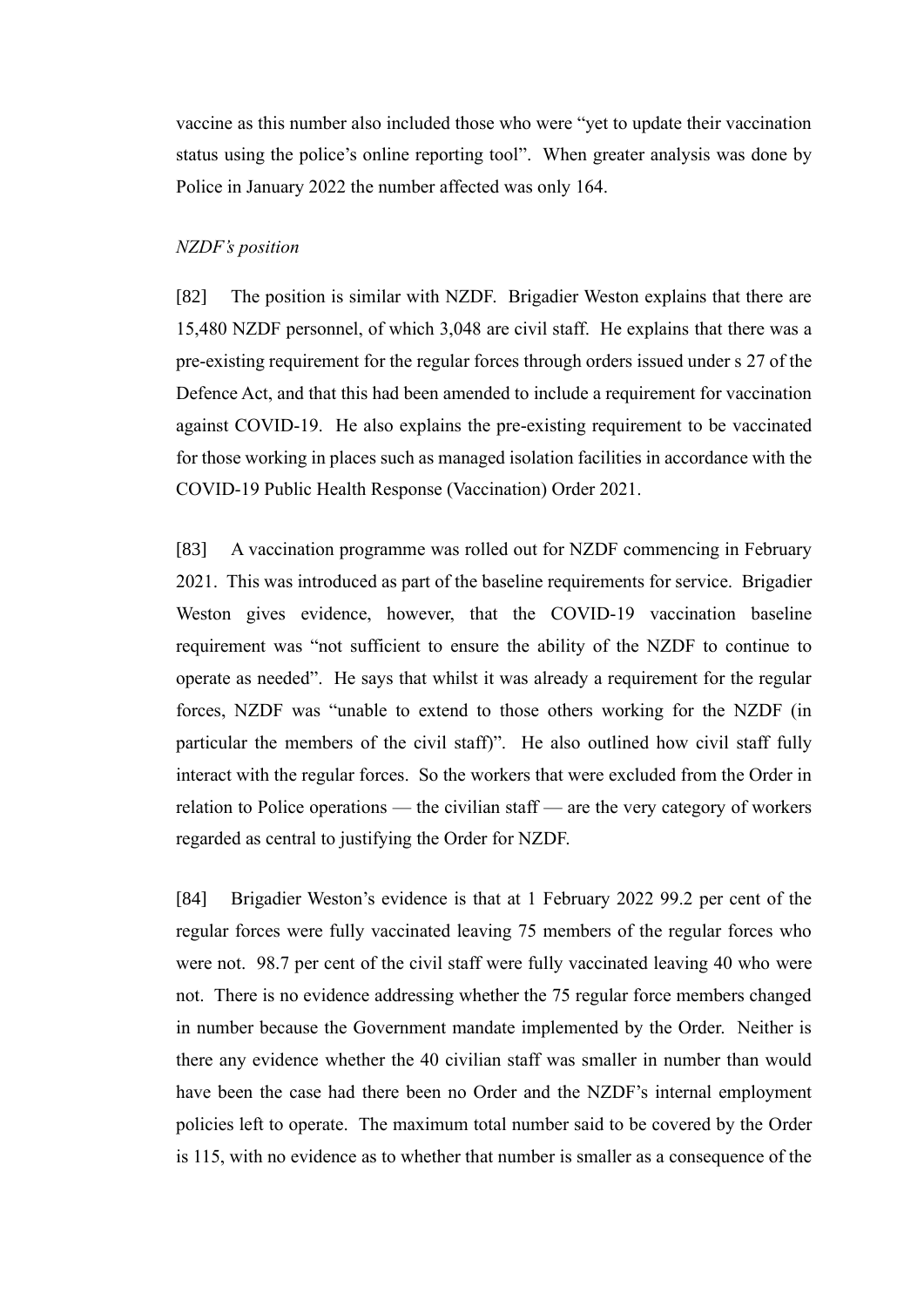vaccine as this number also included those who were "yet to update their vaccination status using the police's online reporting tool". When greater analysis was done by Police in January 2022 the number affected was only 164.

*NZDF's position*

[82] The position is similar with NZDF. Brigadier Weston explains that there are 15,480 NZDF personnel, of which 3,048 are civil staff. He explains that there was a pre-existing requirement for the regular forces through orders issued under s 27 of the Defence Act, and that this had been amended to include a requirement for vaccination against COVID-19. He also explains the pre-existing requirement to be vaccinated for those working in places such as managed isolation facilities in accordance with the COVID-19 Public Health Response (Vaccination) Order 2021.

[83] A vaccination programme was rolled out for NZDF commencing in February 2021. This was introduced as part of the baseline requirements for service. Brigadier Weston gives evidence, however, that the COVID-19 vaccination baseline requirement was "not sufficient to ensure the ability of the NZDF to continue to operate as needed". He says that whilst it was already a requirement for the regular forces, NZDF was "unable to extend to those others working for the NZDF (in particular the members of the civil staff)". He also outlined how civil staff fully interact with the regular forces. So the workers that were excluded from the Order in relation to Police operations — the civilian staff — are the very category of workers regarded as central to justifying the Order for NZDF.

[84] Brigadier Weston's evidence is that at 1 February 2022 99.2 per cent of the regular forces were fully vaccinated leaving 75 members of the regular forces who were not. 98.7 per cent of the civil staff were fully vaccinated leaving 40 who were not. There is no evidence addressing whether the 75 regular force members changed in number because the Government mandate implemented by the Order. Neither is there any evidence whether the 40 civilian staff was smaller in number than would have been the case had there been no Order and the NZDF's internal employment policies left to operate. The maximum total number said to be covered by the Order is 115, with no evidence as to whether that number is smaller as a consequence of the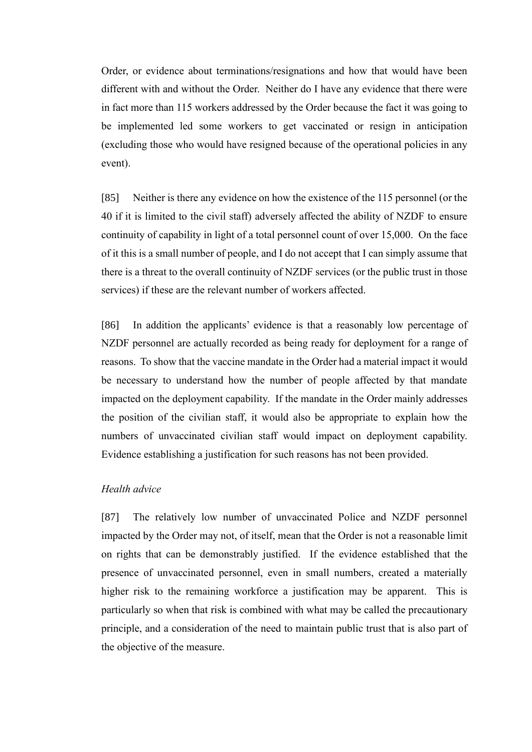Order, or evidence about terminations/resignations and how that would have been different with and without the Order. Neither do I have any evidence that there were in fact more than 115 workers addressed by the Order because the fact it was going to be implemented led some workers to get vaccinated or resign in anticipation (excluding those who would have resigned because of the operational policies in any event).

[85] Neither is there any evidence on how the existence of the 115 personnel (or the 40 if it is limited to the civil staff) adversely affected the ability of NZDF to ensure continuity of capability in light of a total personnel count of over 15,000. On the face of it this is a small number of people, and I do not accept that I can simply assume that there is a threat to the overall continuity of NZDF services (or the public trust in those services) if these are the relevant number of workers affected.

[86] In addition the applicants' evidence is that a reasonably low percentage of NZDF personnel are actually recorded as being ready for deployment for a range of reasons. To show that the vaccine mandate in the Order had a material impact it would be necessary to understand how the number of people affected by that mandate impacted on the deployment capability. If the mandate in the Order mainly addresses the position of the civilian staff, it would also be appropriate to explain how the numbers of unvaccinated civilian staff would impact on deployment capability. Evidence establishing a justification for such reasons has not been provided.

*Health advice*

[87] The relatively low number of unvaccinated Police and NZDF personnel impacted by the Order may not, of itself, mean that the Order is not a reasonable limit on rights that can be demonstrably justified. If the evidence established that the presence of unvaccinated personnel, even in small numbers, created a materially higher risk to the remaining workforce a justification may be apparent. This is particularly so when that risk is combined with what may be called the precautionary principle, and a consideration of the need to maintain public trust that is also part of the objective of the measure.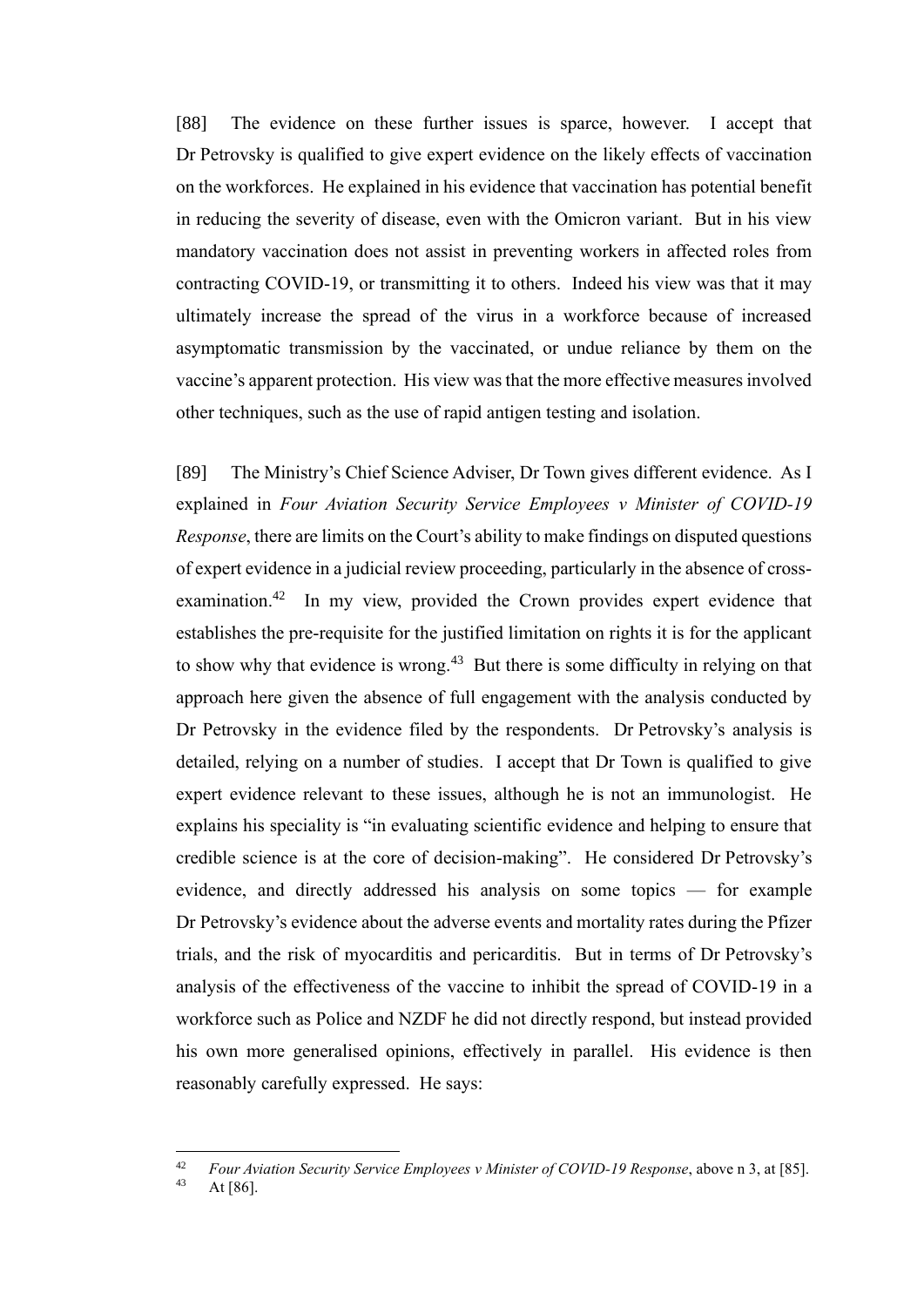[88] The evidence on these further issues is sparce, however. I accept that Dr Petrovsky is qualified to give expert evidence on the likely effects of vaccination on the workforces. He explained in his evidence that vaccination has potential benefit in reducing the severity of disease, even with the Omicron variant. But in his view mandatory vaccination does not assist in preventing workers in affected roles from contracting COVID-19, or transmitting it to others. Indeed his view was that it may ultimately increase the spread of the virus in a workforce because of increased asymptomatic transmission by the vaccinated, or undue reliance by them on the vaccine's apparent protection. His view was that the more effective measures involved other techniques, such as the use of rapid antigen testing and isolation.

[89] The Ministry's Chief Science Adviser, Dr Town gives different evidence. As I explained in *Four Aviation Security Service Employees v Minister of COVID-19 Response*, there are limits on the Court's ability to make findings on disputed questions of expert evidence in a judicial review proceeding, particularly in the absence of cross-examination.[42] In my view, provided the Crown provides expert evidence that establishes the pre-requisite for the justified limitation on rights it is for the applicant to show why that evidence is wrong.[43] But there is some difficulty in relying on that approach here given the absence of full engagement with the analysis conducted by Dr Petrovsky in the evidence filed by the respondents. Dr Petrovsky's analysis is detailed, relying on a number of studies. I accept that Dr Town is qualified to give expert evidence relevant to these issues, although he is not an immunologist. He explains his speciality is "in evaluating scientific evidence and helping to ensure that credible science is at the core of decision-making". He considered Dr Petrovsky's evidence, and directly addressed his analysis on some topics — for example Dr Petrovsky's evidence about the adverse events and mortality rates during the Pfizer trials, and the risk of myocarditis and pericarditis. But in terms of Dr Petrovsky's analysis of the effectiveness of the vaccine to inhibit the spread of COVID-19 in a workforce such as Police and NZDF he did not directly respond, but instead provided his own more generalised opinions, effectively in parallel. His evidence is then reasonably carefully expressed. He says:

---

[42] *Four Aviation Security Service Employees v Minister of COVID-19 Response*, above n 3, at [85].

[43] At [86].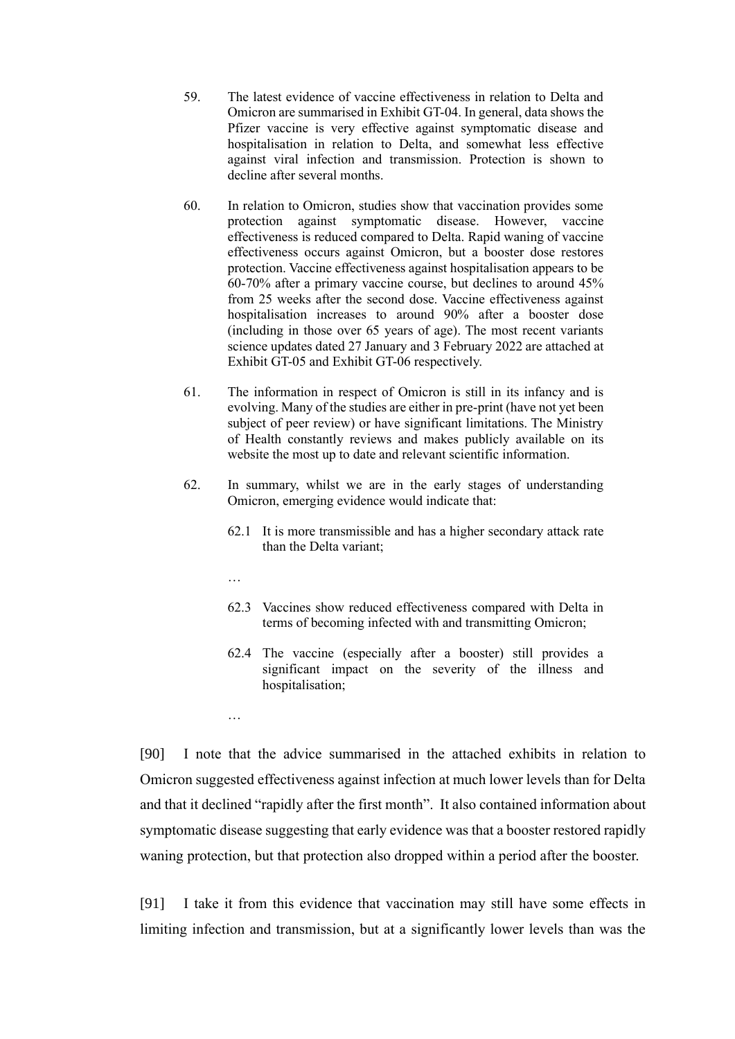> 59. The latest evidence of vaccine effectiveness in relation to Delta and Omicron are summarised in Exhibit GT-04. In general, data shows the Pfizer vaccine is very effective against symptomatic disease and hospitalisation in relation to Delta, and somewhat less effective against viral infection and transmission. Protection is shown to decline after several months.
>
> 60. In relation to Omicron, studies show that vaccination provides some protection against symptomatic disease. However, vaccine effectiveness is reduced compared to Delta. Rapid waning of vaccine effectiveness occurs against Omicron, but a booster dose restores protection. Vaccine effectiveness against hospitalisation appears to be 60-70% after a primary vaccine course, but declines to around 45% from 25 weeks after the second dose. Vaccine effectiveness against hospitalisation increases to around 90% after a booster dose (including in those over 65 years of age). The most recent variants science updates dated 27 January and 3 February 2022 are attached at Exhibit GT-05 and Exhibit GT-06 respectively.
>
> 61. The information in respect of Omicron is still in its infancy and is evolving. Many of the studies are either in pre-print (have not yet been subject of peer review) or have significant limitations. The Ministry of Health constantly reviews and makes publicly available on its website the most up to date and relevant scientific information.
>
> 62. In summary, whilst we are in the early stages of understanding Omicron, emerging evidence would indicate that:
>
> 62.1 It is more transmissible and has a higher secondary attack rate than the Delta variant;
>
> …
>
> 62.3 Vaccines show reduced effectiveness compared with Delta in terms of becoming infected with and transmitting Omicron;
>
> 62.4 The vaccine (especially after a booster) still provides a significant impact on the severity of the illness and hospitalisation;
>
> …

[90] I note that the advice summarised in the attached exhibits in relation to Omicron suggested effectiveness against infection at much lower levels than for Delta and that it declined "rapidly after the first month". It also contained information about symptomatic disease suggesting that early evidence was that a booster restored rapidly waning protection, but that protection also dropped within a period after the booster.

[91] I take it from this evidence that vaccination may still have some effects in limiting infection and transmission, but at a significantly lower levels than was the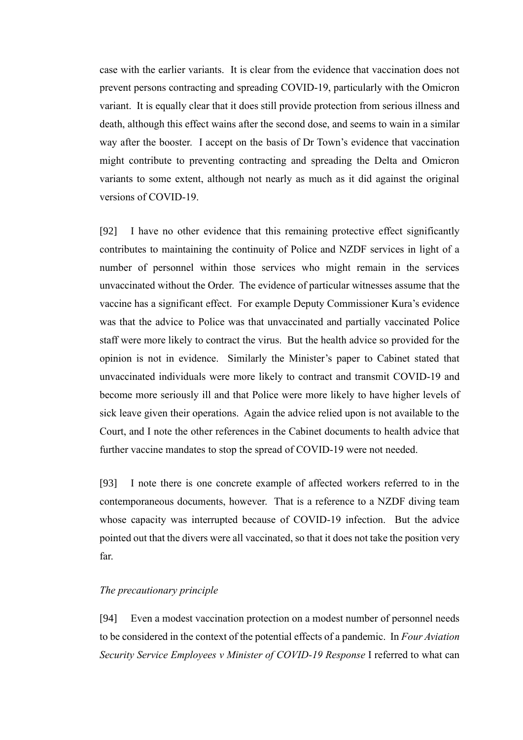case with the earlier variants. It is clear from the evidence that vaccination does not prevent persons contracting and spreading COVID-19, particularly with the Omicron variant. It is equally clear that it does still provide protection from serious illness and death, although this effect wains after the second dose, and seems to wain in a similar way after the booster. I accept on the basis of Dr Town's evidence that vaccination might contribute to preventing contracting and spreading the Delta and Omicron variants to some extent, although not nearly as much as it did against the original versions of COVID-19.

[92] I have no other evidence that this remaining protective effect significantly contributes to maintaining the continuity of Police and NZDF services in light of a number of personnel within those services who might remain in the services unvaccinated without the Order. The evidence of particular witnesses assume that the vaccine has a significant effect. For example Deputy Commissioner Kura's evidence was that the advice to Police was that unvaccinated and partially vaccinated Police staff were more likely to contract the virus. But the health advice so provided for the opinion is not in evidence. Similarly the Minister's paper to Cabinet stated that unvaccinated individuals were more likely to contract and transmit COVID-19 and become more seriously ill and that Police were more likely to have higher levels of sick leave given their operations. Again the advice relied upon is not available to the Court, and I note the other references in the Cabinet documents to health advice that further vaccine mandates to stop the spread of COVID-19 were not needed.

[93] I note there is one concrete example of affected workers referred to in the contemporaneous documents, however. That is a reference to a NZDF diving team whose capacity was interrupted because of COVID-19 infection. But the advice pointed out that the divers were all vaccinated, so that it does not take the position very far.

*The precautionary principle*

[94] Even a modest vaccination protection on a modest number of personnel needs to be considered in the context of the potential effects of a pandemic. In *Four Aviation Security Service Employees v Minister of COVID-19 Response* I referred to what can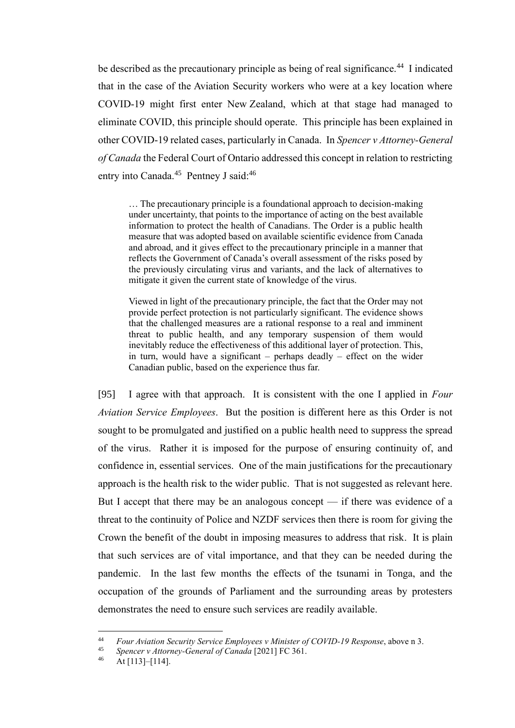be described as the precautionary principle as being of real significance.[44] I indicated that in the case of the Aviation Security workers who were at a key location where COVID-19 might first enter New Zealand, which at that stage had managed to eliminate COVID, this principle should operate. This principle has been explained in other COVID-19 related cases, particularly in Canada. In *Spencer v Attorney-General of Canada* the Federal Court of Ontario addressed this concept in relation to restricting entry into Canada.[45] Pentney J said:[46]

> … The precautionary principle is a foundational approach to decision-making under uncertainty, that points to the importance of acting on the best available information to protect the health of Canadians. The Order is a public health measure that was adopted based on available scientific evidence from Canada and abroad, and it gives effect to the precautionary principle in a manner that reflects the Government of Canada's overall assessment of the risks posed by the previously circulating virus and variants, and the lack of alternatives to mitigate it given the current state of knowledge of the virus.
>
> Viewed in light of the precautionary principle, the fact that the Order may not provide perfect protection is not particularly significant. The evidence shows that the challenged measures are a rational response to a real and imminent threat to public health, and any temporary suspension of them would inevitably reduce the effectiveness of this additional layer of protection. This, in turn, would have a significant – perhaps deadly – effect on the wider Canadian public, based on the experience thus far.

[95] I agree with that approach. It is consistent with the one I applied in *Four Aviation Service Employees*. But the position is different here as this Order is not sought to be promulgated and justified on a public health need to suppress the spread of the virus. Rather it is imposed for the purpose of ensuring continuity of, and confidence in, essential services. One of the main justifications for the precautionary approach is the health risk to the wider public. That is not suggested as relevant here. But I accept that there may be an analogous concept — if there was evidence of a threat to the continuity of Police and NZDF services then there is room for giving the Crown the benefit of the doubt in imposing measures to address that risk. It is plain that such services are of vital importance, and that they can be needed during the pandemic. In the last few months the effects of the tsunami in Tonga, and the occupation of the grounds of Parliament and the surrounding areas by protesters demonstrates the need to ensure such services are readily available.

---

[44] *Four Aviation Security Service Employees v Minister of COVID-19 Response*, above n 3.

[45] *Spencer v Attorney-General of Canada* [2021] FC 361.

[46] At [113]–[114].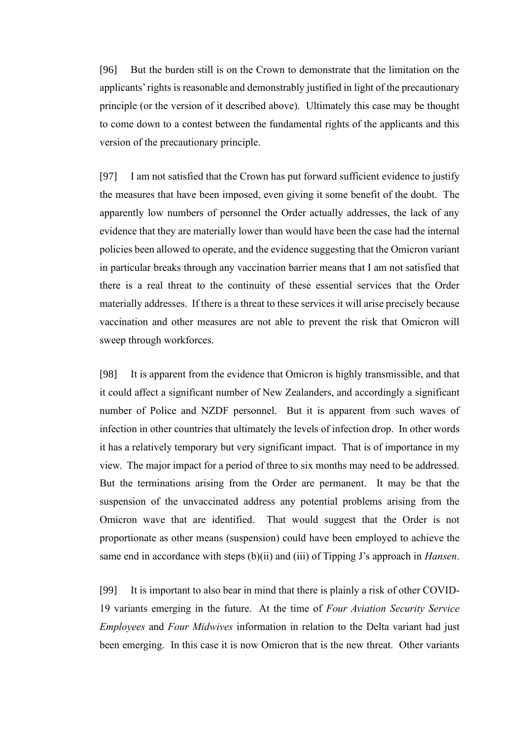[96] But the burden still is on the Crown to demonstrate that the limitation on the applicants' rights is reasonable and demonstrably justified in light of the precautionary principle (or the version of it described above). Ultimately this case may be thought to come down to a contest between the fundamental rights of the applicants and this version of the precautionary principle.

[97] I am not satisfied that the Crown has put forward sufficient evidence to justify the measures that have been imposed, even giving it some benefit of the doubt. The apparently low numbers of personnel the Order actually addresses, the lack of any evidence that they are materially lower than would have been the case had the internal policies been allowed to operate, and the evidence suggesting that the Omicron variant in particular breaks through any vaccination barrier means that I am not satisfied that there is a real threat to the continuity of these essential services that the Order materially addresses. If there is a threat to these services it will arise precisely because vaccination and other measures are not able to prevent the risk that Omicron will sweep through workforces.

[98] It is apparent from the evidence that Omicron is highly transmissible, and that it could affect a significant number of New Zealanders, and accordingly a significant number of Police and NZDF personnel. But it is apparent from such waves of infection in other countries that ultimately the levels of infection drop. In other words it has a relatively temporary but very significant impact. That is of importance in my view. The major impact for a period of three to six months may need to be addressed. But the terminations arising from the Order are permanent. It may be that the suspension of the unvaccinated address any potential problems arising from the Omicron wave that are identified. That would suggest that the Order is not proportionate as other means (suspension) could have been employed to achieve the same end in accordance with steps (b)(ii) and (iii) of Tipping J's approach in *Hansen*.

[99] It is important to also bear in mind that there is plainly a risk of other COVID-19 variants emerging in the future. At the time of *Four Aviation Security Service Employees* and *Four Midwives* information in relation to the Delta variant had just been emerging. In this case it is now Omicron that is the new threat. Other variants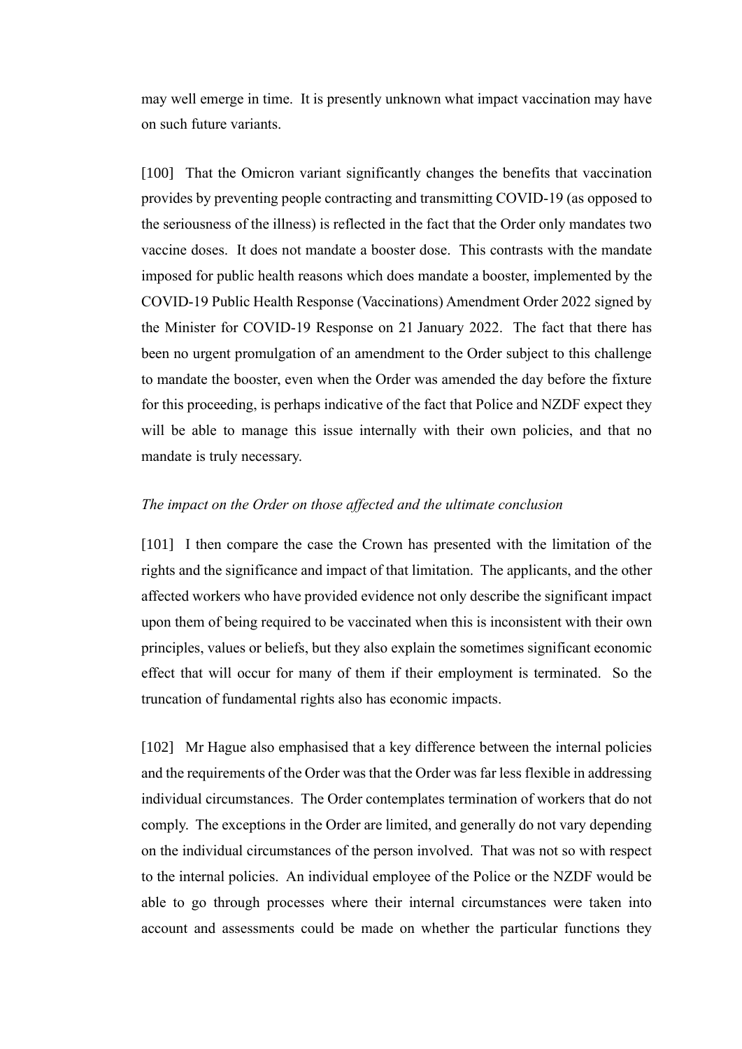may well emerge in time. It is presently unknown what impact vaccination may have on such future variants.

[100] That the Omicron variant significantly changes the benefits that vaccination provides by preventing people contracting and transmitting COVID-19 (as opposed to the seriousness of the illness) is reflected in the fact that the Order only mandates two vaccine doses. It does not mandate a booster dose. This contrasts with the mandate imposed for public health reasons which does mandate a booster, implemented by the COVID-19 Public Health Response (Vaccinations) Amendment Order 2022 signed by the Minister for COVID-19 Response on 21 January 2022. The fact that there has been no urgent promulgation of an amendment to the Order subject to this challenge to mandate the booster, even when the Order was amended the day before the fixture for this proceeding, is perhaps indicative of the fact that Police and NZDF expect they will be able to manage this issue internally with their own policies, and that no mandate is truly necessary.

*The impact on the Order on those affected and the ultimate conclusion*

[101] I then compare the case the Crown has presented with the limitation of the rights and the significance and impact of that limitation. The applicants, and the other affected workers who have provided evidence not only describe the significant impact upon them of being required to be vaccinated when this is inconsistent with their own principles, values or beliefs, but they also explain the sometimes significant economic effect that will occur for many of them if their employment is terminated. So the truncation of fundamental rights also has economic impacts.

[102] Mr Hague also emphasised that a key difference between the internal policies and the requirements of the Order was that the Order was far less flexible in addressing individual circumstances. The Order contemplates termination of workers that do not comply. The exceptions in the Order are limited, and generally do not vary depending on the individual circumstances of the person involved. That was not so with respect to the internal policies. An individual employee of the Police or the NZDF would be able to go through processes where their internal circumstances were taken into account and assessments could be made on whether the particular functions they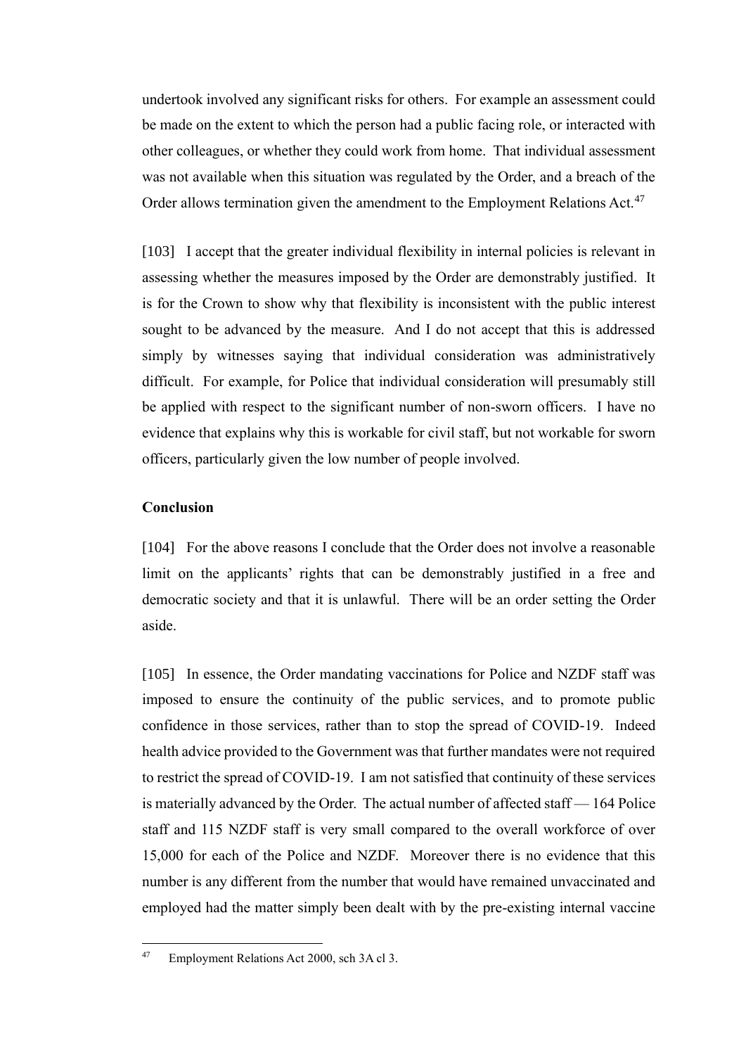undertook involved any significant risks for others. For example an assessment could be made on the extent to which the person had a public facing role, or interacted with other colleagues, or whether they could work from home. That individual assessment was not available when this situation was regulated by the Order, and a breach of the Order allows termination given the amendment to the Employment Relations Act.[47]

[103] I accept that the greater individual flexibility in internal policies is relevant in assessing whether the measures imposed by the Order are demonstrably justified. It is for the Crown to show why that flexibility is inconsistent with the public interest sought to be advanced by the measure. And I do not accept that this is addressed simply by witnesses saying that individual consideration was administratively difficult. For example, for Police that individual consideration will presumably still be applied with respect to the significant number of non-sworn officers. I have no evidence that explains why this is workable for civil staff, but not workable for sworn officers, particularly given the low number of people involved.

**Conclusion**

[104] For the above reasons I conclude that the Order does not involve a reasonable limit on the applicants' rights that can be demonstrably justified in a free and democratic society and that it is unlawful. There will be an order setting the Order aside.

[105] In essence, the Order mandating vaccinations for Police and NZDF staff was imposed to ensure the continuity of the public services, and to promote public confidence in those services, rather than to stop the spread of COVID-19. Indeed health advice provided to the Government was that further mandates were not required to restrict the spread of COVID-19. I am not satisfied that continuity of these services is materially advanced by the Order. The actual number of affected staff — 164 Police staff and 115 NZDF staff is very small compared to the overall workforce of over 15,000 for each of the Police and NZDF. Moreover there is no evidence that this number is any different from the number that would have remained unvaccinated and employed had the matter simply been dealt with by the pre-existing internal vaccine

---

[47] Employment Relations Act 2000, sch 3A cl 3.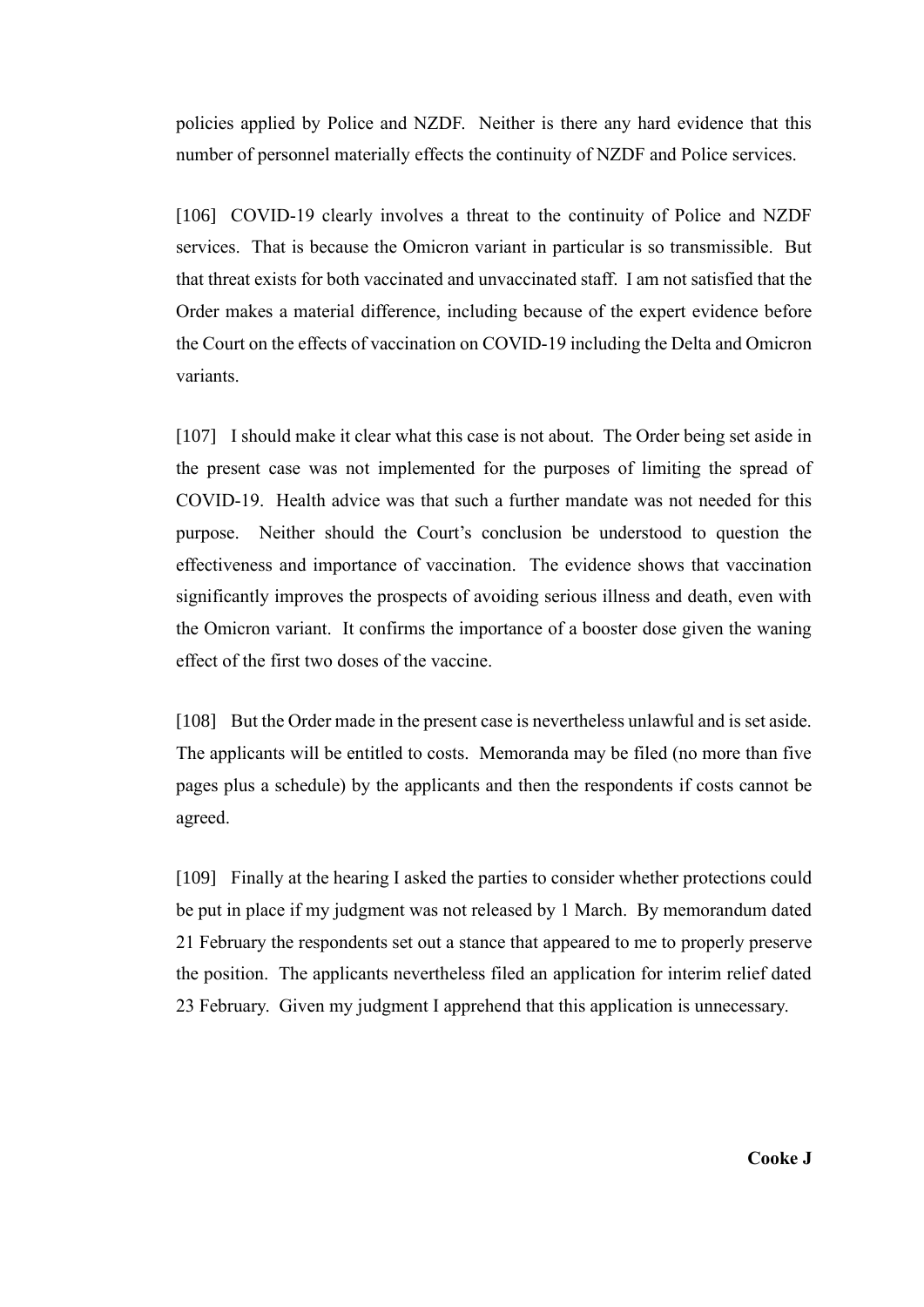policies applied by Police and NZDF. Neither is there any hard evidence that this number of personnel materially effects the continuity of NZDF and Police services.

[106] COVID-19 clearly involves a threat to the continuity of Police and NZDF services. That is because the Omicron variant in particular is so transmissible. But that threat exists for both vaccinated and unvaccinated staff. I am not satisfied that the Order makes a material difference, including because of the expert evidence before the Court on the effects of vaccination on COVID-19 including the Delta and Omicron variants.

[107] I should make it clear what this case is not about. The Order being set aside in the present case was not implemented for the purposes of limiting the spread of COVID-19. Health advice was that such a further mandate was not needed for this purpose. Neither should the Court's conclusion be understood to question the effectiveness and importance of vaccination. The evidence shows that vaccination significantly improves the prospects of avoiding serious illness and death, even with the Omicron variant. It confirms the importance of a booster dose given the waning effect of the first two doses of the vaccine.

[108] But the Order made in the present case is nevertheless unlawful and is set aside. The applicants will be entitled to costs. Memoranda may be filed (no more than five pages plus a schedule) by the applicants and then the respondents if costs cannot be agreed.

[109] Finally at the hearing I asked the parties to consider whether protections could be put in place if my judgment was not released by 1 March. By memorandum dated 21 February the respondents set out a stance that appeared to me to properly preserve the position. The applicants nevertheless filed an application for interim relief dated 23 February. Given my judgment I apprehend that this application is unnecessary.

**Cooke J**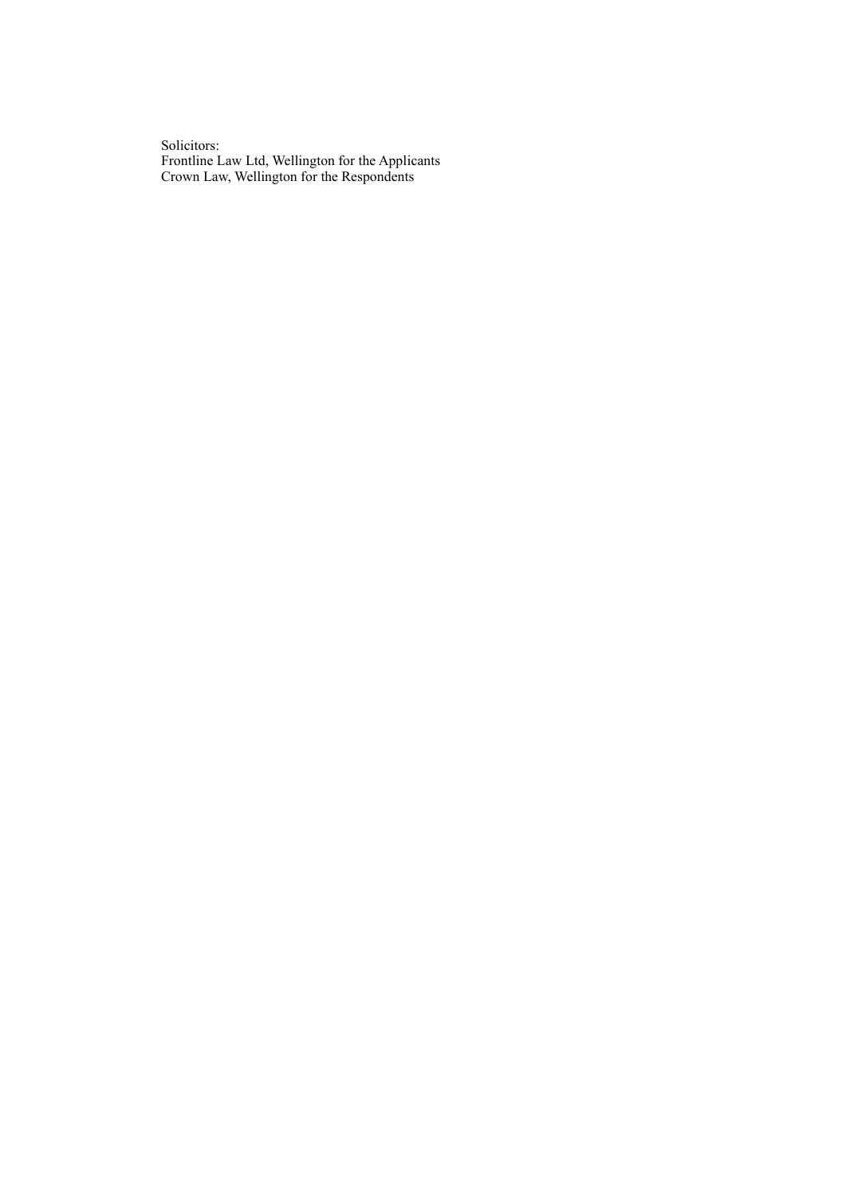Solicitors:
Frontline Law Ltd, Wellington for the Applicants
Crown Law, Wellington for the Respondents